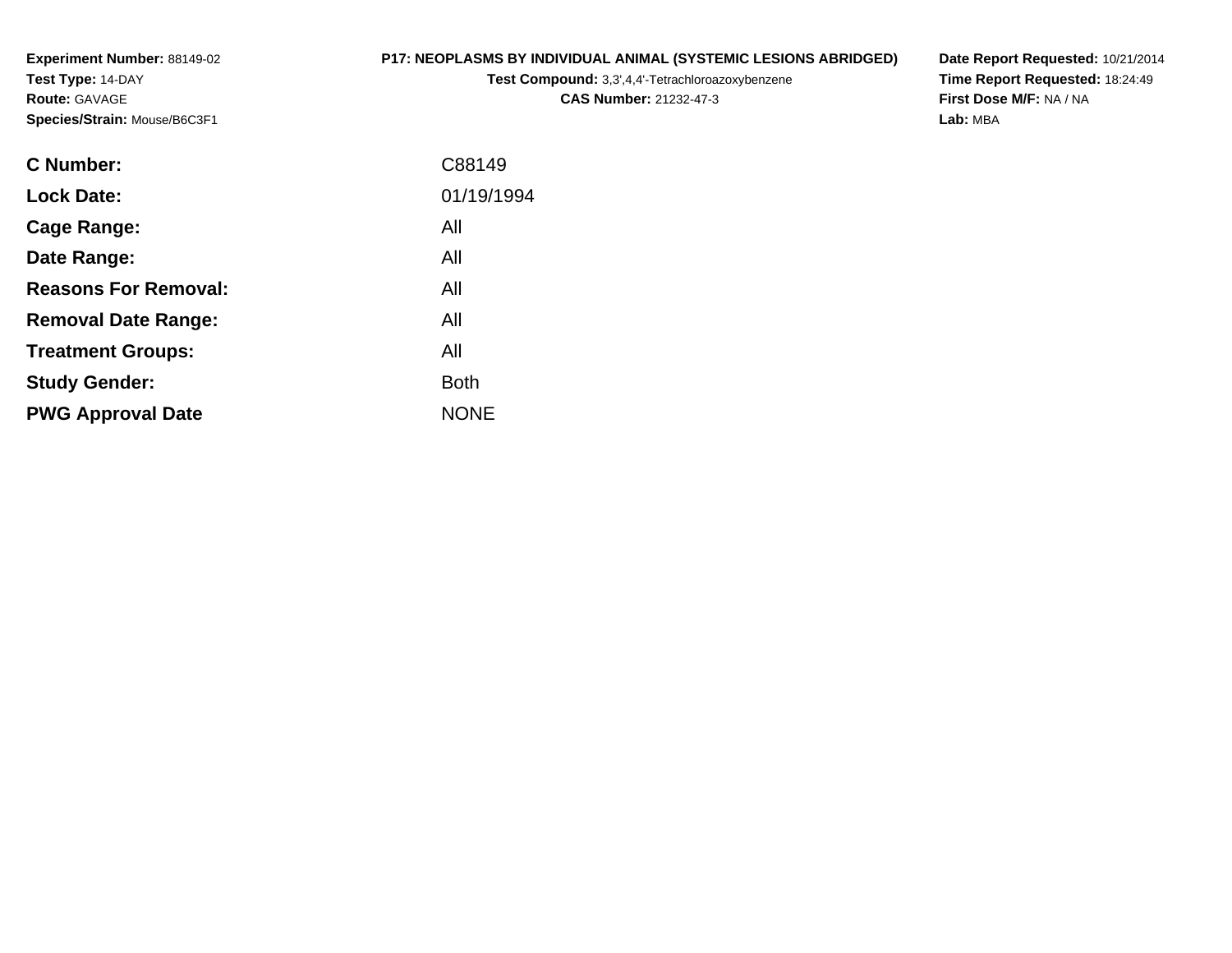**Experiment Number:** 88149-02
**Test Type:** 14-DAY
**Route:** GAVAGE
**Species/Strain:** Mouse/B6C3F1

**P17: NEOPLASMS BY INDIVIDUAL ANIMAL (SYSTEMIC LESIONS ABRIDGED)**
**Test Compound:** 3,3',4,4'-Tetrachloroazoxybenzene
**CAS Number:** 21232-47-3

**Date Report Requested:** 10/21/2014
**Time Report Requested:** 18:24:49
**First Dose M/F:** NA / NA
**Lab:** MBA

| | |
|---|---|
| **C Number:** | C88149 |
| **Lock Date:** | 01/19/1994 |
| **Cage Range:** | All |
| **Date Range:** | All |
| **Reasons For Removal:** | All |
| **Removal Date Range:** | All |
| **Treatment Groups:** | All |
| **Study Gender:** | Both |
| **PWG Approval Date** | NONE |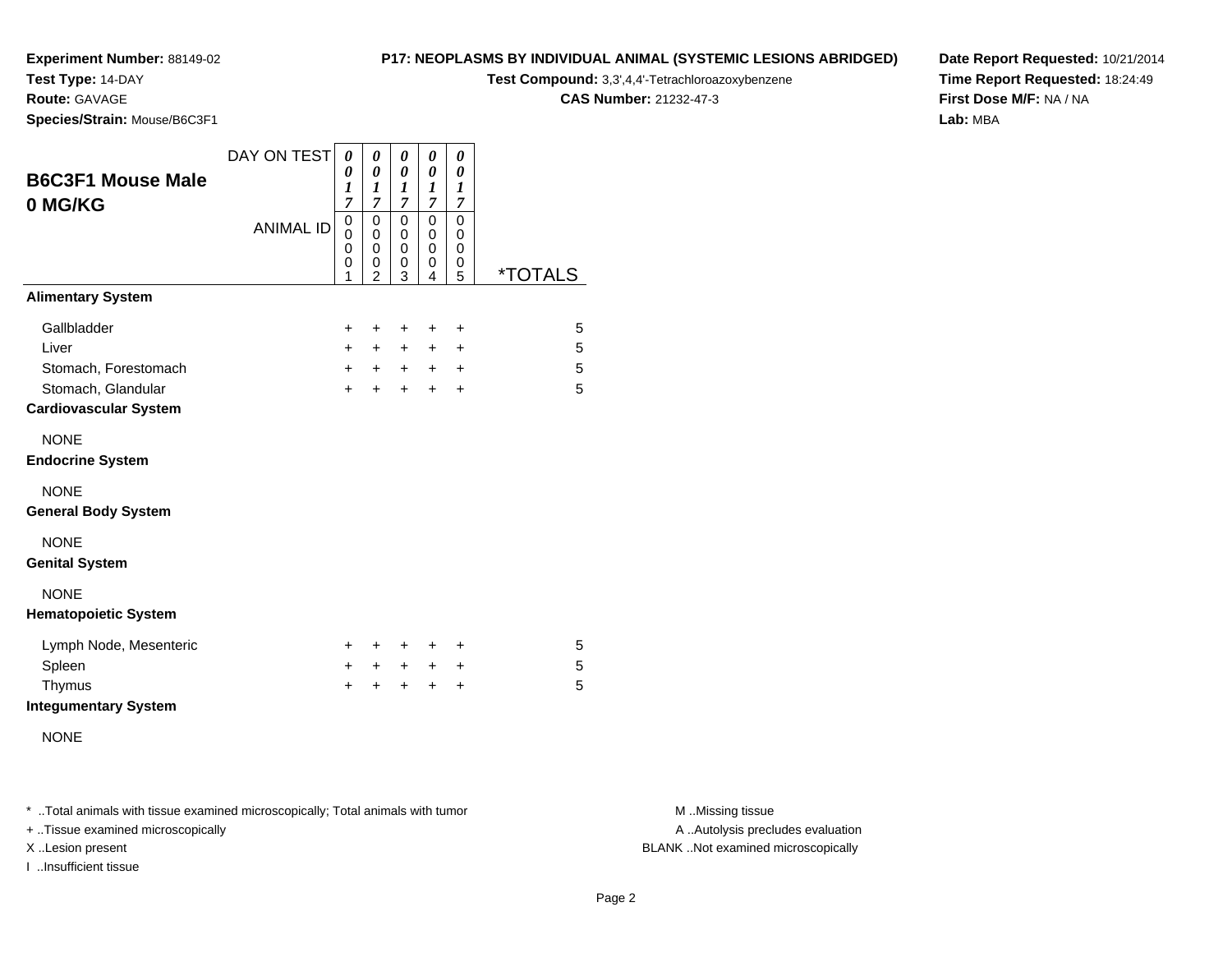**Experiment Number:** 88149-02
**Test Type:** 14-DAY
**Route:** GAVAGE
**Species/Strain:** Mouse/B6C3F1

**P17: NEOPLASMS BY INDIVIDUAL ANIMAL (SYSTEMIC LESIONS ABRIDGED)**
**Test Compound:** 3,3',4,4'-Tetrachloroazoxybenzene
**CAS Number:** 21232-47-3

**Date Report Requested:** 10/21/2014
**Time Report Requested:** 18:24:49
**First Dose M/F:** NA / NA
**Lab:** MBA

## B6C3F1 Mouse Male 0 MG/KG

| DAY ON TEST | 0017 | 0017 | 0017 | 0017 | 0017 | |
|---|---|---|---|---|---|---|
| **ANIMAL ID** | 00001 | 00002 | 00003 | 00004 | 00005 | ***TOTALS** |
| **Alimentary System** | | | | | | |
| Gallbladder | + | + | + | + | + | 5 |
| Liver | + | + | + | + | + | 5 |
| Stomach, Forestomach | + | + | + | + | + | 5 |
| Stomach, Glandular | + | + | + | + | + | 5 |
| **Cardiovascular System** | | | | | | |
| NONE | | | | | | |
| **Endocrine System** | | | | | | |
| NONE | | | | | | |
| **General Body System** | | | | | | |
| NONE | | | | | | |
| **Genital System** | | | | | | |
| NONE | | | | | | |
| **Hematopoietic System** | | | | | | |
| Lymph Node, Mesenteric | + | + | + | + | + | 5 |
| Spleen | + | + | + | + | + | 5 |
| Thymus | + | + | + | + | + | 5 |
| **Integumentary System** | | | | | | |
| NONE | | | | | | |

* ..Total animals with tissue examined microscopically; Total animals with tumor
+ ..Tissue examined microscopically
X ..Lesion present
I ..Insufficient tissue

M ..Missing tissue
A ..Autolysis precludes evaluation
BLANK ..Not examined microscopically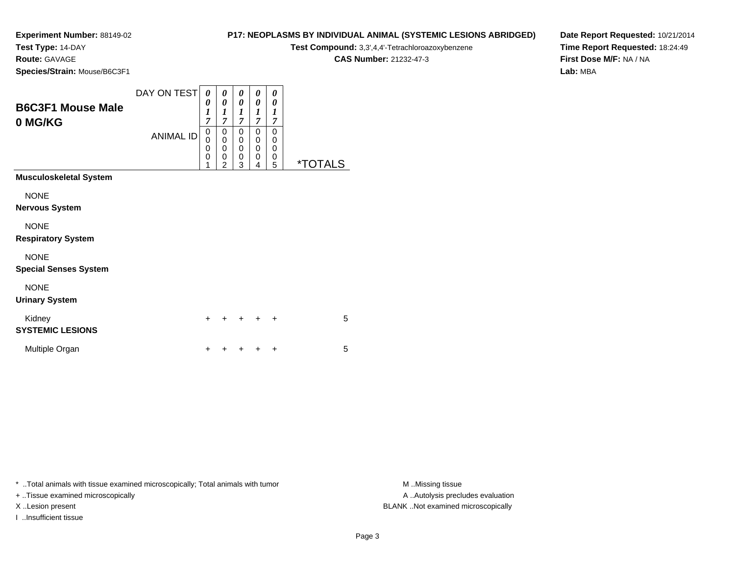**Experiment Number:** 88149-02
**Test Type:** 14-DAY
**Route:** GAVAGE
**Species/Strain:** Mouse/B6C3F1

**P17: NEOPLASMS BY INDIVIDUAL ANIMAL (SYSTEMIC LESIONS ABRIDGED)**
**Test Compound:** 3,3',4,4'-Tetrachloroazoxybenzene
**CAS Number:** 21232-47-3

**Date Report Requested:** 10/21/2014
**Time Report Requested:** 18:24:49
**First Dose M/F:** NA / NA
**Lab:** MBA

## B6C3F1 Mouse Male 0 MG/KG

| | | | | | | |
|---|---|---|---|---|---|---|
| DAY ON TEST | 0017 | 0017 | 0017 | 0017 | 0017 | |
| ANIMAL ID | 00001 | 00002 | 00003 | 00004 | 00005 | *TOTALS |
| **Musculoskeletal System** | | | | | | |
| NONE | | | | | | |
| **Nervous System** | | | | | | |
| NONE | | | | | | |
| **Respiratory System** | | | | | | |
| NONE | | | | | | |
| **Special Senses System** | | | | | | |
| NONE | | | | | | |
| **Urinary System** | | | | | | |
| Kidney | + | + | + | + | + | 5 |
| **SYSTEMIC LESIONS** | | | | | | |
| Multiple Organ | + | + | + | + | + | 5 |

* ..Total animals with tissue examined microscopically; Total animals with tumor
+ ..Tissue examined microscopically
X ..Lesion present
I ..Insufficient tissue

M ..Missing tissue
A ..Autolysis precludes evaluation
BLANK ..Not examined microscopically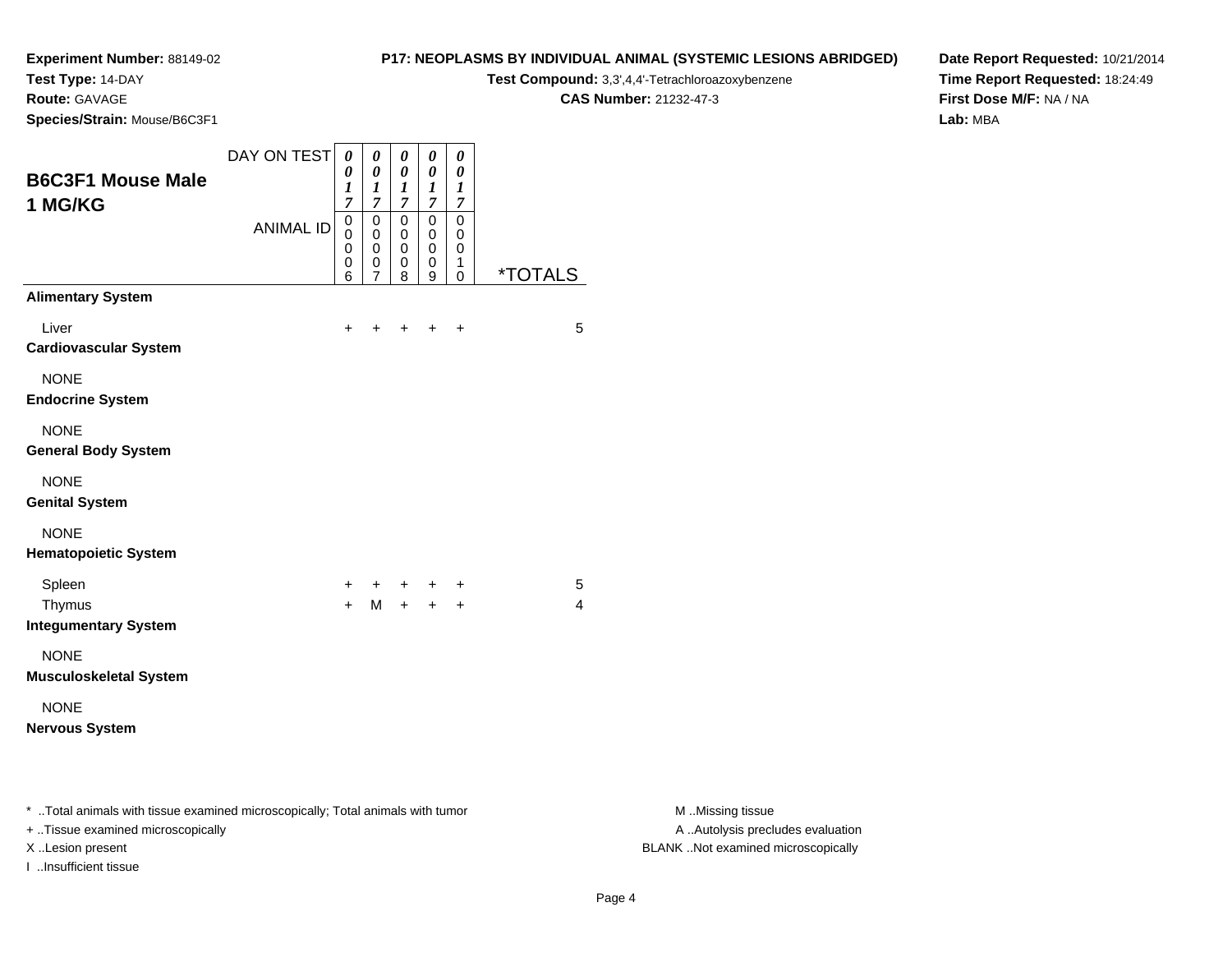**Experiment Number:** 88149-02
**Test Type:** 14-DAY
**Route:** GAVAGE
**Species/Strain:** Mouse/B6C3F1

**P17: NEOPLASMS BY INDIVIDUAL ANIMAL (SYSTEMIC LESIONS ABRIDGED)**
**Test Compound:** 3,3',4,4'-Tetrachloroazoxybenzene
**CAS Number:** 21232-47-3

**Date Report Requested:** 10/21/2014
**Time Report Requested:** 18:24:49
**First Dose M/F:** NA / NA
**Lab:** MBA

## B6C3F1 Mouse Male 1 MG/KG

| DAY ON TEST | 0017 | 0017 | 0017 | 0017 | 0017 | |
|---|---|---|---|---|---|---|
| ANIMAL ID | 00006 | 00007 | 00008 | 00009 | 00010 | *TOTALS |
| **Alimentary System** | | | | | | |
| Liver | + | + | + | + | + | 5 |
| **Cardiovascular System** | | | | | | |
| NONE | | | | | | |
| **Endocrine System** | | | | | | |
| NONE | | | | | | |
| **General Body System** | | | | | | |
| NONE | | | | | | |
| **Genital System** | | | | | | |
| NONE | | | | | | |
| **Hematopoietic System** | | | | | | |
| Spleen | + | + | + | + | + | 5 |
| Thymus | + | M | + | + | + | 4 |
| **Integumentary System** | | | | | | |
| NONE | | | | | | |
| **Musculoskeletal System** | | | | | | |
| NONE | | | | | | |
| **Nervous System** | | | | | | |

* ..Total animals with tissue examined microscopically; Total animals with tumor
+ ..Tissue examined microscopically
X ..Lesion present
I ..Insufficient tissue

M ..Missing tissue
A ..Autolysis precludes evaluation
BLANK ..Not examined microscopically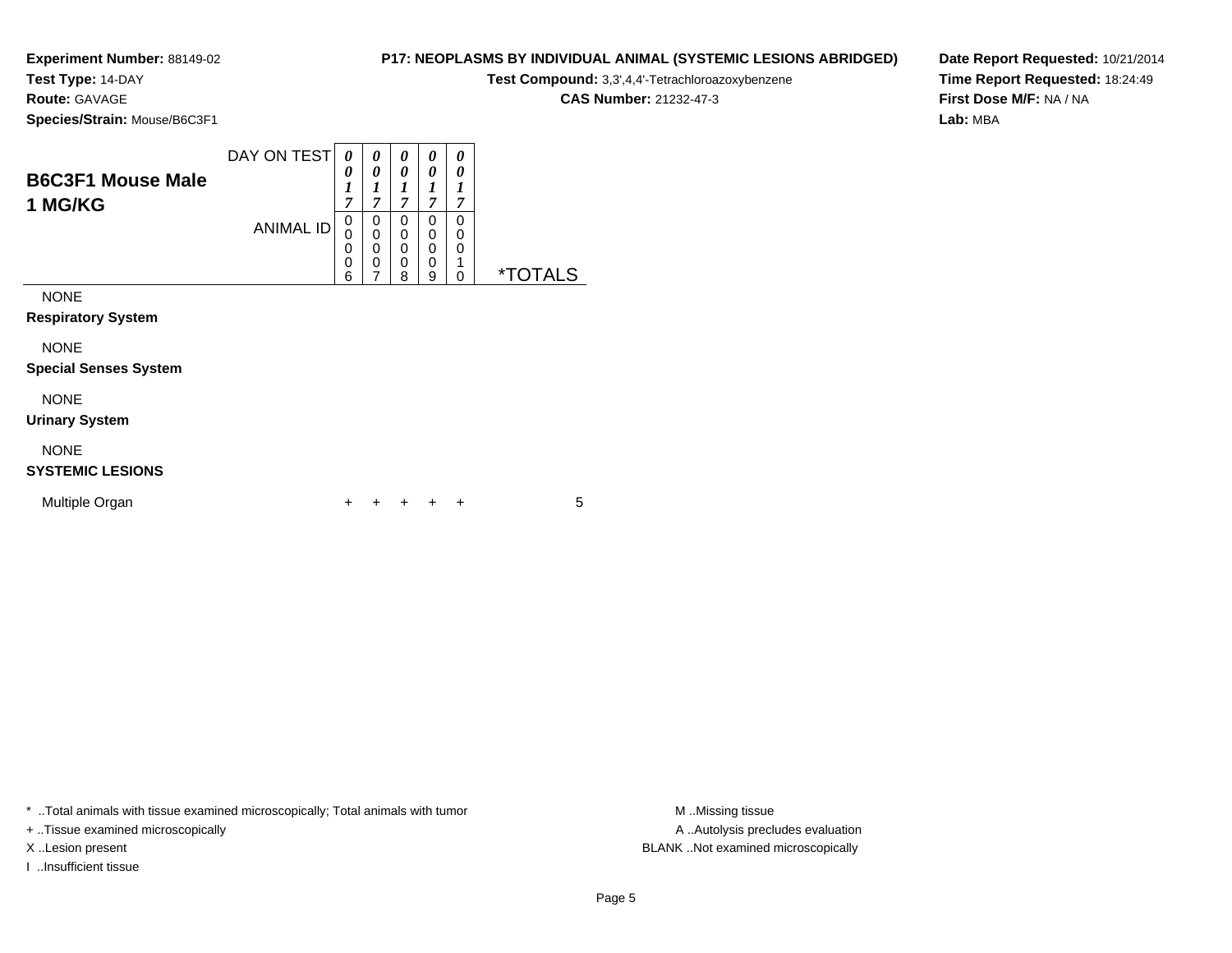**Experiment Number:** 88149-02
**Test Type:** 14-DAY
**Route:** GAVAGE
**Species/Strain:** Mouse/B6C3F1

**P17: NEOPLASMS BY INDIVIDUAL ANIMAL (SYSTEMIC LESIONS ABRIDGED)**
**Test Compound:** 3,3',4,4'-Tetrachloroazoxybenzene
**CAS Number:** 21232-47-3

**Date Report Requested:** 10/21/2014
**Time Report Requested:** 18:24:49
**First Dose M/F:** NA / NA
**Lab:** MBA

## B6C3F1 Mouse Male
## 1 MG/KG

| | | | | | | |
|---|---|---|---|---|---|---|
| DAY ON TEST | 0017 | 0017 | 0017 | 0017 | 0017 | |
| ANIMAL ID | 00006 | 00007 | 00008 | 00009 | 00010 | *TOTALS |
| NONE | | | | | | |
| **Respiratory System** | | | | | | |
| NONE | | | | | | |
| **Special Senses System** | | | | | | |
| NONE | | | | | | |
| **Urinary System** | | | | | | |
| NONE | | | | | | |
| **SYSTEMIC LESIONS** | | | | | | |
| Multiple Organ | + | + | + | + | + | 5 |

* ..Total animals with tissue examined microscopically; Total animals with tumor
+ ..Tissue examined microscopically
X ..Lesion present
I ..Insufficient tissue

M ..Missing tissue
A ..Autolysis precludes evaluation
BLANK ..Not examined microscopically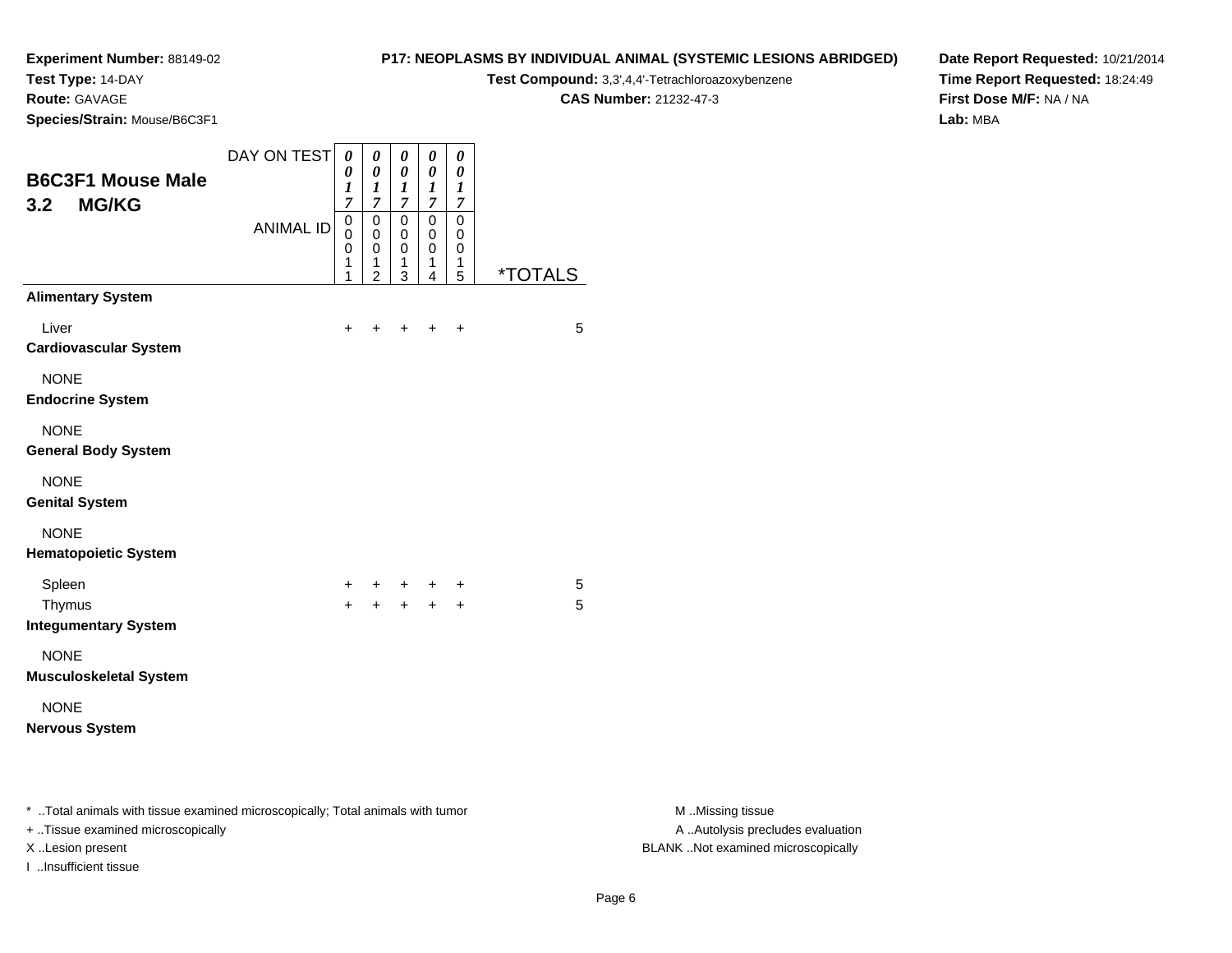**Experiment Number:** 88149-02
**Test Type:** 14-DAY
**Route:** GAVAGE
**Species/Strain:** Mouse/B6C3F1

**P17: NEOPLASMS BY INDIVIDUAL ANIMAL (SYSTEMIC LESIONS ABRIDGED)**
**Test Compound:** 3,3',4,4'-Tetrachloroazoxybenzene
**CAS Number:** 21232-47-3

**Date Report Requested:** 10/21/2014
**Time Report Requested:** 18:24:49
**First Dose M/F:** NA / NA
**Lab:** MBA

## B6C3F1 Mouse Male 3.2 MG/KG

| DAY ON TEST | 0017 | 0017 | 0017 | 0017 | 0017 | |
|---|---|---|---|---|---|---|
| ANIMAL ID | 00011 | 00012 | 00013 | 00014 | 00015 | *TOTALS |
| **Alimentary System** | | | | | | |
| Liver | + | + | + | + | + | 5 |
| **Cardiovascular System** | | | | | | |
| NONE | | | | | | |
| **Endocrine System** | | | | | | |
| NONE | | | | | | |
| **General Body System** | | | | | | |
| NONE | | | | | | |
| **Genital System** | | | | | | |
| NONE | | | | | | |
| **Hematopoietic System** | | | | | | |
| Spleen | + | + | + | + | + | 5 |
| Thymus | + | + | + | + | + | 5 |
| **Integumentary System** | | | | | | |
| NONE | | | | | | |
| **Musculoskeletal System** | | | | | | |
| NONE | | | | | | |
| **Nervous System** | | | | | | |

* ..Total animals with tissue examined microscopically; Total animals with tumor
+ ..Tissue examined microscopically
X ..Lesion present
I ..Insufficient tissue

M ..Missing tissue
A ..Autolysis precludes evaluation
BLANK ..Not examined microscopically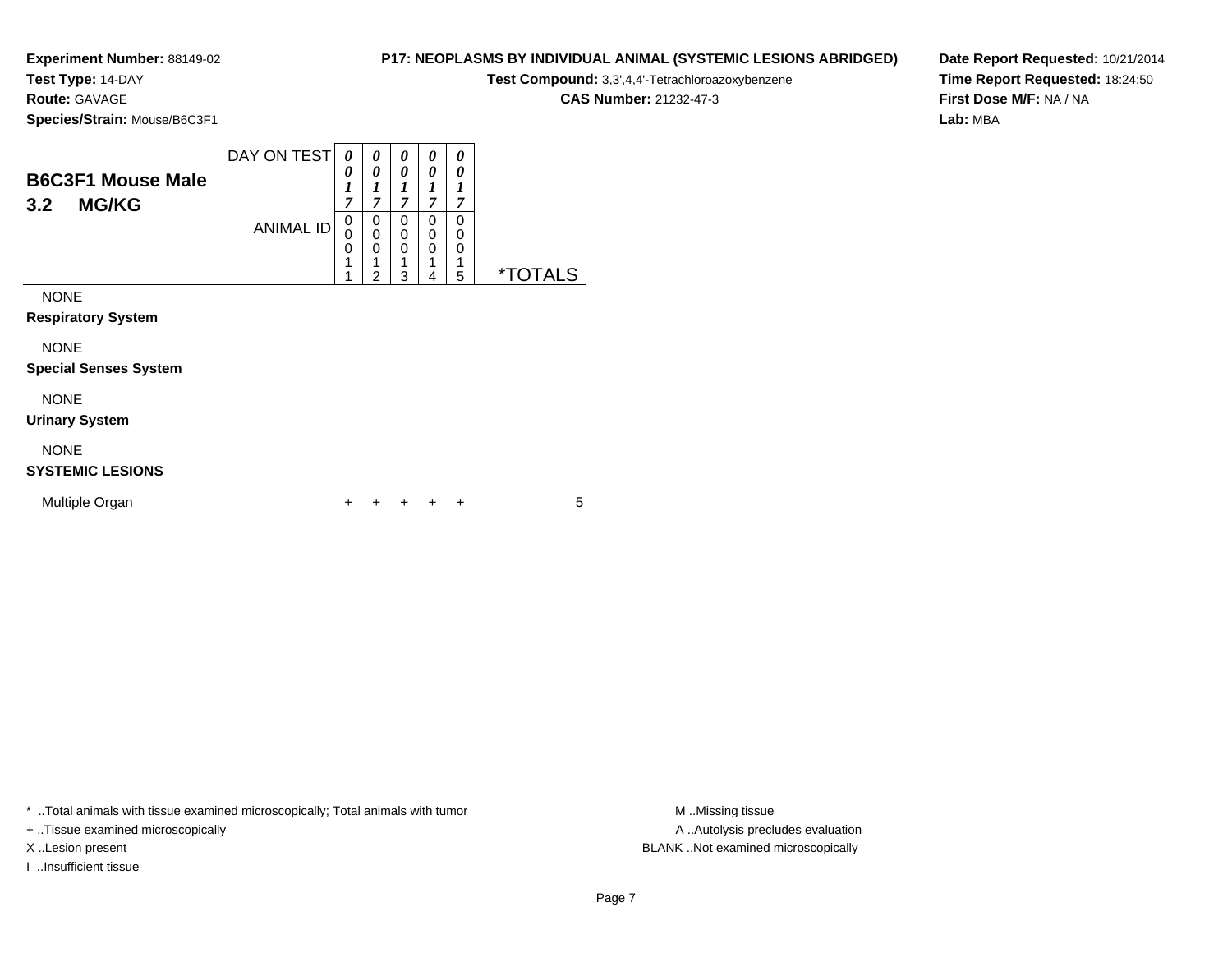**Experiment Number:** 88149-02
**Test Type:** 14-DAY
**Route:** GAVAGE
**Species/Strain:** Mouse/B6C3F1

**P17: NEOPLASMS BY INDIVIDUAL ANIMAL (SYSTEMIC LESIONS ABRIDGED)**
**Test Compound:** 3,3',4,4'-Tetrachloroazoxybenzene
**CAS Number:** 21232-47-3

**Date Report Requested:** 10/21/2014
**Time Report Requested:** 18:24:50
**First Dose M/F:** NA / NA
**Lab:** MBA

## B6C3F1 Mouse Male
## 3.2 MG/KG

| DAY ON TEST | 0017 | 0017 | 0017 | 0017 | 0017 | |
|---|---|---|---|---|---|---|
| **ANIMAL ID** | 00011 | 00012 | 00013 | 00014 | 00015 | ***TOTALS** |
| NONE | | | | | | |
| **Respiratory System** | | | | | | |
| NONE | | | | | | |
| **Special Senses System** | | | | | | |
| NONE | | | | | | |
| **Urinary System** | | | | | | |
| NONE | | | | | | |
| **SYSTEMIC LESIONS** | | | | | | |
| Multiple Organ | + | + | + | + | + | 5 |

* ..Total animals with tissue examined microscopically; Total animals with tumor
+ ..Tissue examined microscopically
X ..Lesion present
I ..Insufficient tissue

M ..Missing tissue
A ..Autolysis precludes evaluation
BLANK ..Not examined microscopically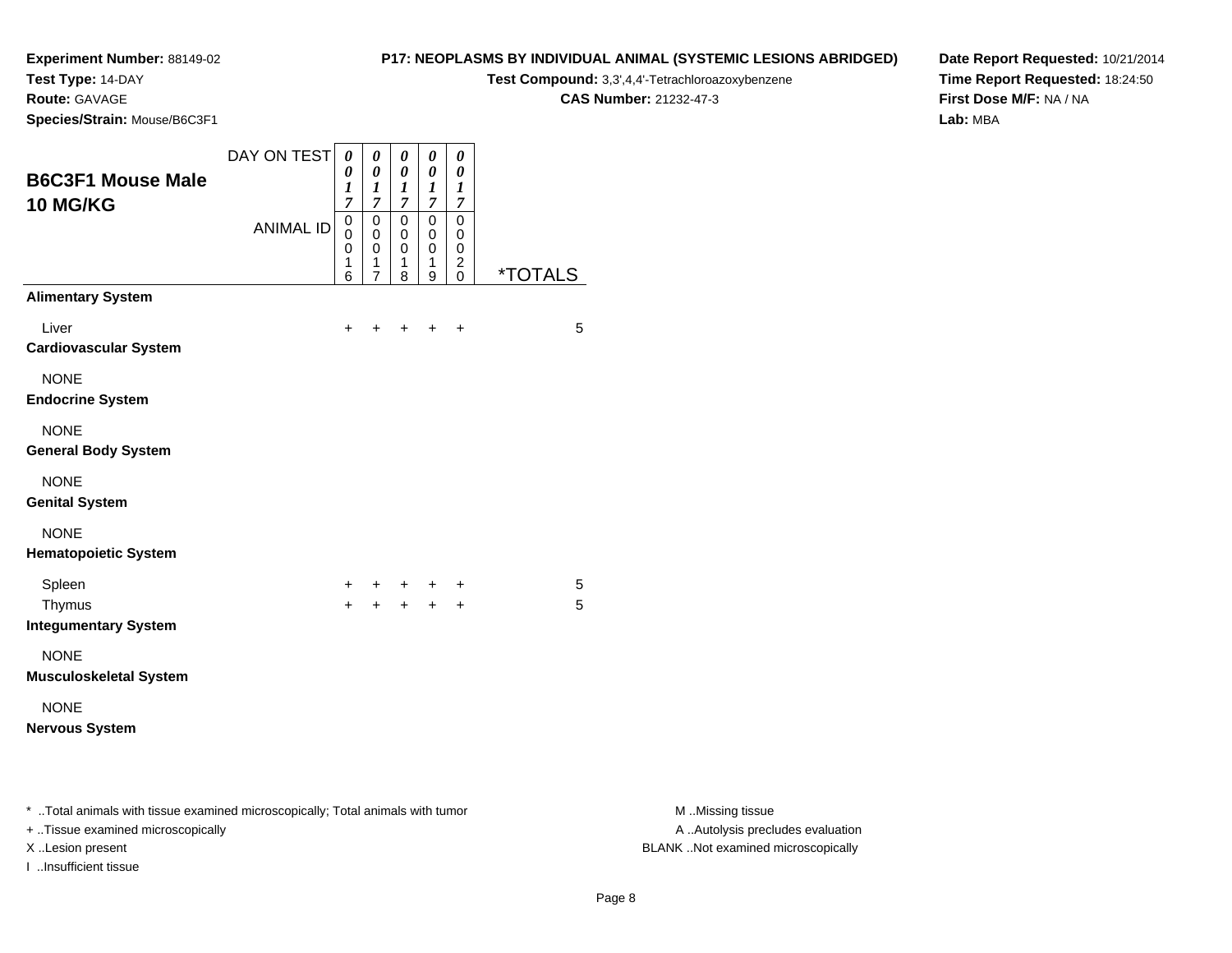**Experiment Number:** 88149-02
**Test Type:** 14-DAY
**Route:** GAVAGE
**Species/Strain:** Mouse/B6C3F1

**P17: NEOPLASMS BY INDIVIDUAL ANIMAL (SYSTEMIC LESIONS ABRIDGED)**
**Test Compound:** 3,3',4,4'-Tetrachloroazoxybenzene
**CAS Number:** 21232-47-3

**Date Report Requested:** 10/21/2014
**Time Report Requested:** 18:24:50
**First Dose M/F:** NA / NA
**Lab:** MBA

## B6C3F1 Mouse Male 10 MG/KG

| DAY ON TEST | 0017 | 0017 | 0017 | 0017 | 0017 | |
|---|---|---|---|---|---|---|
| ANIMAL ID | 00016 | 00017 | 00018 | 00019 | 00020 | *TOTALS |
| **Alimentary System** | | | | | | |
| Liver | + | + | + | + | + | 5 |
| **Cardiovascular System** | | | | | | |
| NONE | | | | | | |
| **Endocrine System** | | | | | | |
| NONE | | | | | | |
| **General Body System** | | | | | | |
| NONE | | | | | | |
| **Genital System** | | | | | | |
| NONE | | | | | | |
| **Hematopoietic System** | | | | | | |
| Spleen | + | + | + | + | + | 5 |
| Thymus | + | + | + | + | + | 5 |
| **Integumentary System** | | | | | | |
| NONE | | | | | | |
| **Musculoskeletal System** | | | | | | |
| NONE | | | | | | |
| **Nervous System** | | | | | | |

* ..Total animals with tissue examined microscopically; Total animals with tumor
+ ..Tissue examined microscopically
X ..Lesion present
I ..Insufficient tissue

M ..Missing tissue
A ..Autolysis precludes evaluation
BLANK ..Not examined microscopically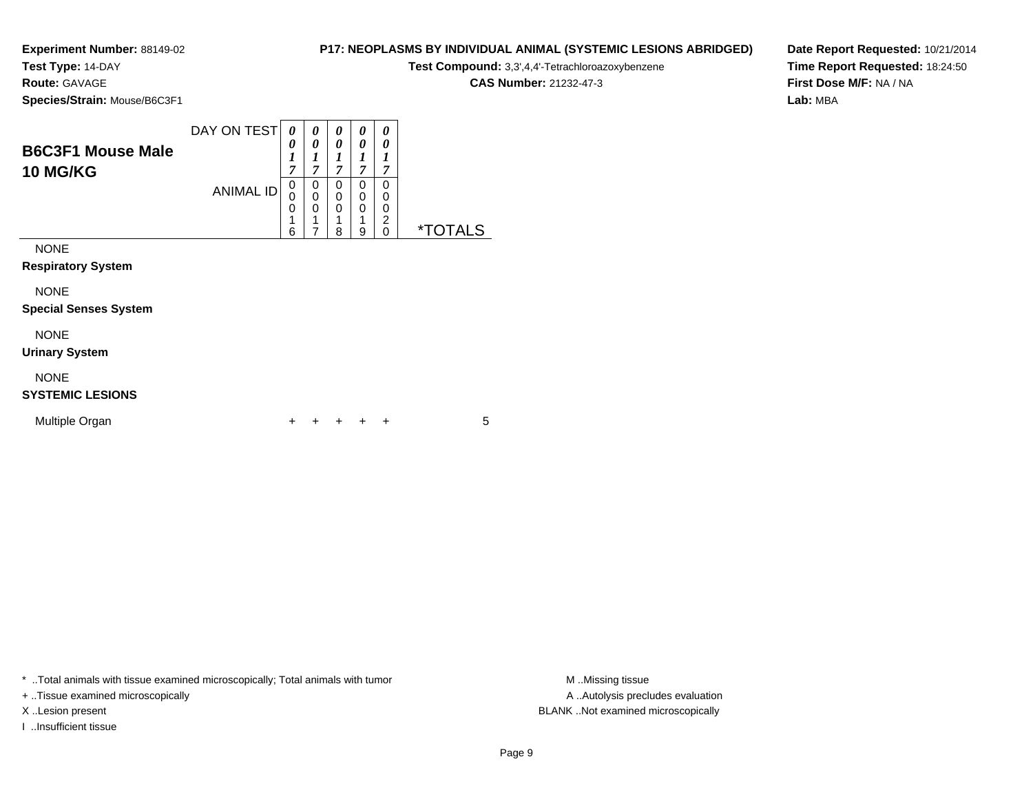**Experiment Number:** 88149-02
**Test Type:** 14-DAY
**Route:** GAVAGE
**Species/Strain:** Mouse/B6C3F1

## P17: NEOPLASMS BY INDIVIDUAL ANIMAL (SYSTEMIC LESIONS ABRIDGED)

**Test Compound:** 3,3',4,4'-Tetrachloroazoxybenzene
**CAS Number:** 21232-47-3

**Date Report Requested:** 10/21/2014
**Time Report Requested:** 18:24:50
**First Dose M/F:** NA / NA
**Lab:** MBA

### B6C3F1 Mouse Male 10 MG/KG

| | | | | | | |
|---|---|---|---|---|---|---|
| DAY ON TEST | 0017 | 0017 | 0017 | 0017 | 0017 | |
| ANIMAL ID | 00016 | 00017 | 00018 | 00019 | 00020 | *TOTALS |
| NONE | | | | | | |
| **Respiratory System** | | | | | | |
| NONE | | | | | | |
| **Special Senses System** | | | | | | |
| NONE | | | | | | |
| **Urinary System** | | | | | | |
| NONE | | | | | | |
| **SYSTEMIC LESIONS** | | | | | | |
| Multiple Organ | + | + | + | + | + | 5 |

* ..Total animals with tissue examined microscopically; Total animals with tumor
+ ..Tissue examined microscopically
X ..Lesion present
I ..Insufficient tissue

M ..Missing tissue
A ..Autolysis precludes evaluation
BLANK ..Not examined microscopically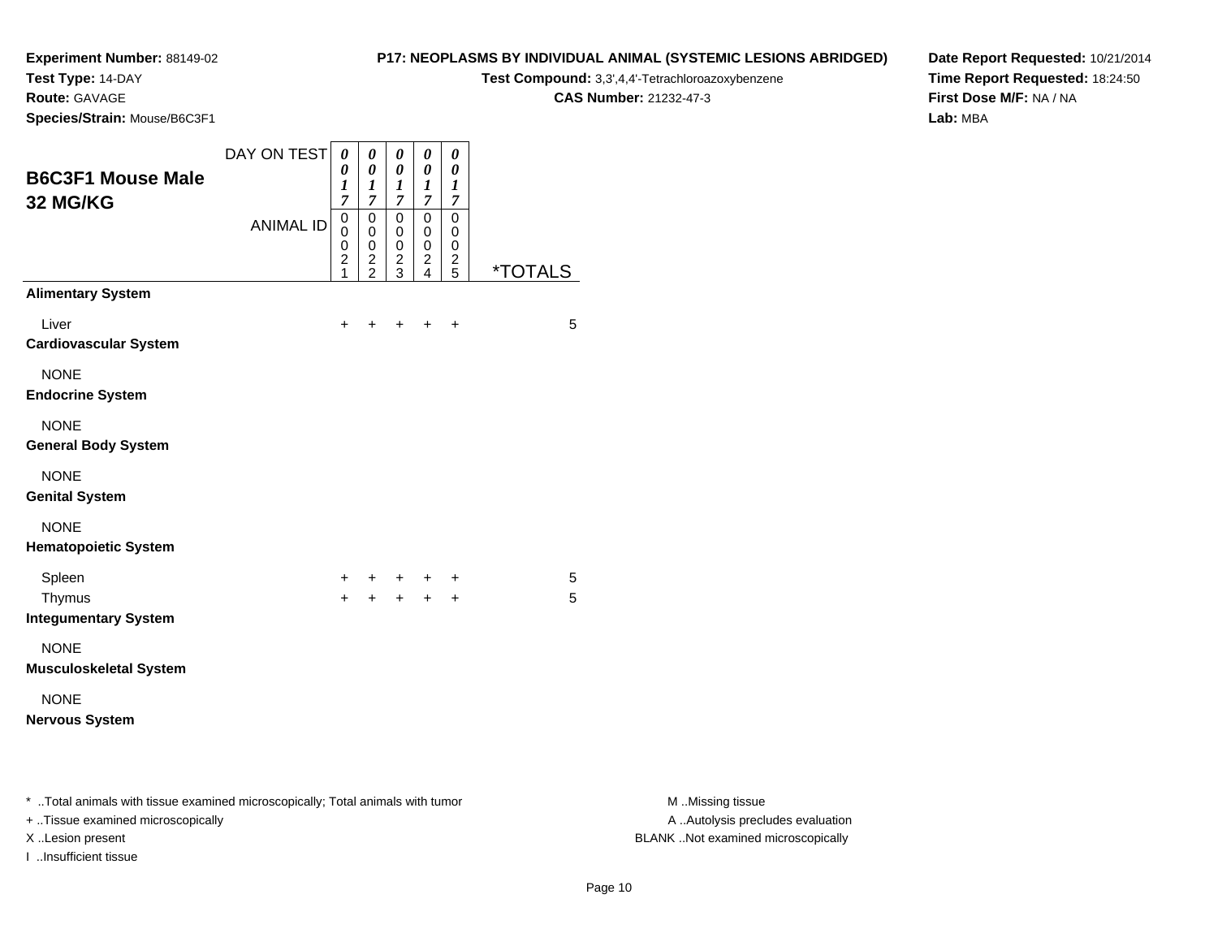**Experiment Number:** 88149-02
**Test Type:** 14-DAY
**Route:** GAVAGE
**Species/Strain:** Mouse/B6C3F1

**P17: NEOPLASMS BY INDIVIDUAL ANIMAL (SYSTEMIC LESIONS ABRIDGED)**
**Test Compound:** 3,3',4,4'-Tetrachloroazoxybenzene
**CAS Number:** 21232-47-3

**Date Report Requested:** 10/21/2014
**Time Report Requested:** 18:24:50
**First Dose M/F:** NA / NA
**Lab:** MBA

## B6C3F1 Mouse Male 32 MG/KG

| DAY ON TEST | 0017 | 0017 | 0017 | 0017 | 0017 | |
|---|---|---|---|---|---|---|
| ANIMAL ID | 00021 | 00022 | 00023 | 00024 | 00025 | *TOTALS |
| **Alimentary System** | | | | | | |
| Liver | + | + | + | + | + | 5 |
| **Cardiovascular System** | | | | | | |
| NONE | | | | | | |
| **Endocrine System** | | | | | | |
| NONE | | | | | | |
| **General Body System** | | | | | | |
| NONE | | | | | | |
| **Genital System** | | | | | | |
| NONE | | | | | | |
| **Hematopoietic System** | | | | | | |
| Spleen | + | + | + | + | + | 5 |
| Thymus | + | + | + | + | + | 5 |
| **Integumentary System** | | | | | | |
| NONE | | | | | | |
| **Musculoskeletal System** | | | | | | |
| NONE | | | | | | |
| **Nervous System** | | | | | | |

* ..Total animals with tissue examined microscopically; Total animals with tumor
+ ..Tissue examined microscopically
X ..Lesion present
I ..Insufficient tissue

M ..Missing tissue
A ..Autolysis precludes evaluation
BLANK ..Not examined microscopically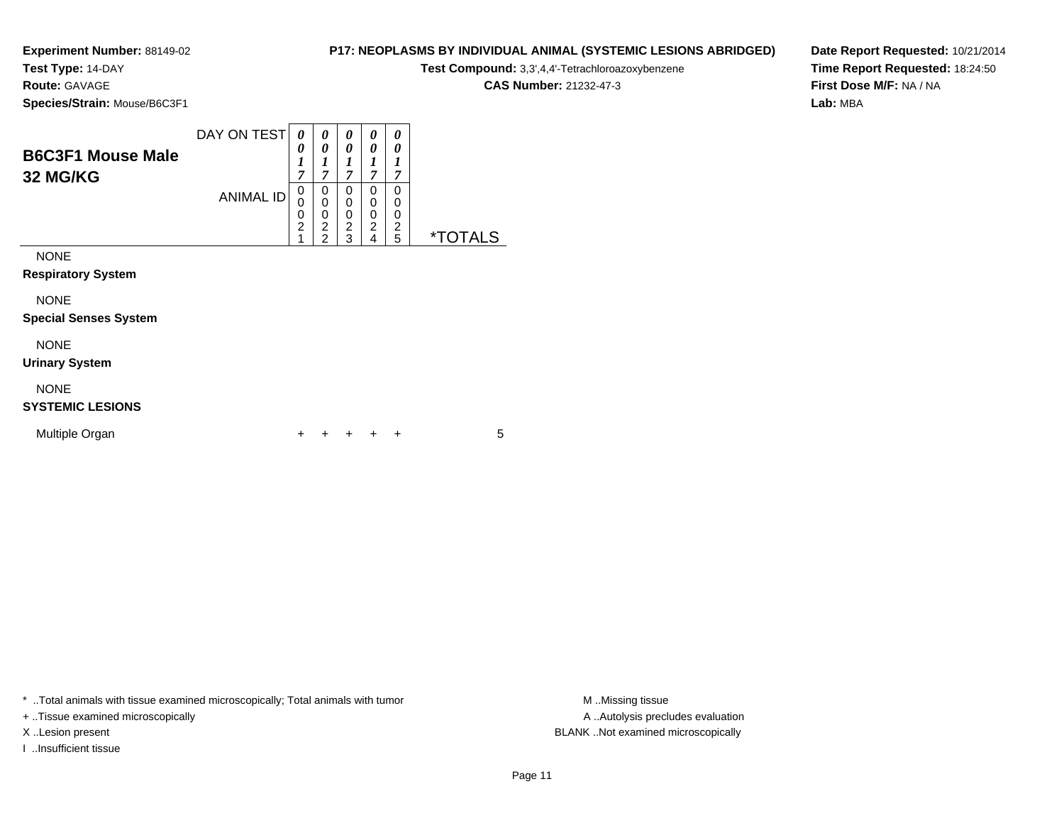**Experiment Number:** 88149-02
**Test Type:** 14-DAY
**Route:** GAVAGE
**Species/Strain:** Mouse/B6C3F1

**P17: NEOPLASMS BY INDIVIDUAL ANIMAL (SYSTEMIC LESIONS ABRIDGED)**
**Test Compound:** 3,3',4,4'-Tetrachloroazoxybenzene
**CAS Number:** 21232-47-3

**Date Report Requested:** 10/21/2014
**Time Report Requested:** 18:24:50
**First Dose M/F:** NA / NA
**Lab:** MBA

## B6C3F1 Mouse Male
## 32 MG/KG

| DAY ON TEST | 0017 | 0017 | 0017 | 0017 | 0017 | |
|---|---|---|---|---|---|---|
| ANIMAL ID | 00021 | 00022 | 00023 | 00024 | 00025 | *TOTALS |
| NONE | | | | | | |
| **Respiratory System** | | | | | | |
| NONE | | | | | | |
| **Special Senses System** | | | | | | |
| NONE | | | | | | |
| **Urinary System** | | | | | | |
| NONE | | | | | | |
| **SYSTEMIC LESIONS** | | | | | | |
| Multiple Organ | + | + | + | + | + | 5 |

\* ..Total animals with tissue examined microscopically; Total animals with tumor
\+ ..Tissue examined microscopically
X ..Lesion present
I ..Insufficient tissue

M ..Missing tissue
A ..Autolysis precludes evaluation
BLANK ..Not examined microscopically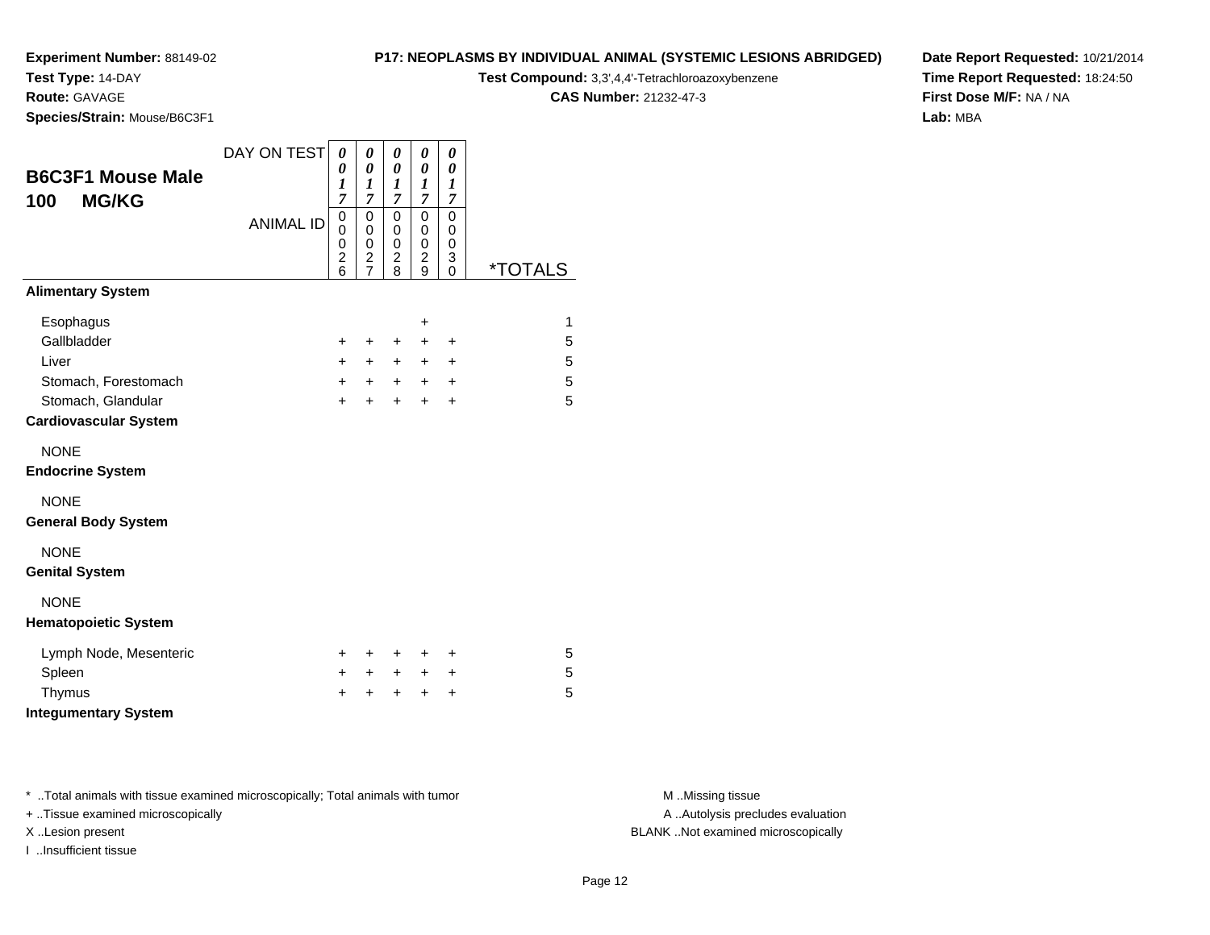**Experiment Number:** 88149-02
**Test Type:** 14-DAY
**Route:** GAVAGE
**Species/Strain:** Mouse/B6C3F1

**P17: NEOPLASMS BY INDIVIDUAL ANIMAL (SYSTEMIC LESIONS ABRIDGED)**
**Test Compound:** 3,3',4,4'-Tetrachloroazoxybenzene
**CAS Number:** 21232-47-3

**Date Report Requested:** 10/21/2014
**Time Report Requested:** 18:24:50
**First Dose M/F:** NA / NA
**Lab:** MBA

## B6C3F1 Mouse Male 100 MG/KG

| DAY ON TEST | 0017 | 0017 | 0017 | 0017 | 0017 | |
|---|---|---|---|---|---|---|
| ANIMAL ID | 00026 | 00027 | 00028 | 00029 | 00030 | *TOTALS |
| **Alimentary System** | | | | | | |
| Esophagus | | | | + | | 1 |
| Gallbladder | + | + | + | + | + | 5 |
| Liver | + | + | + | + | + | 5 |
| Stomach, Forestomach | + | + | + | + | + | 5 |
| Stomach, Glandular | + | + | + | + | + | 5 |
| **Cardiovascular System** | | | | | | |
| NONE | | | | | | |
| **Endocrine System** | | | | | | |
| NONE | | | | | | |
| **General Body System** | | | | | | |
| NONE | | | | | | |
| **Genital System** | | | | | | |
| NONE | | | | | | |
| **Hematopoietic System** | | | | | | |
| Lymph Node, Mesenteric | + | + | + | + | + | 5 |
| Spleen | + | + | + | + | + | 5 |
| Thymus | + | + | + | + | + | 5 |
| **Integumentary System** | | | | | | |

* ..Total animals with tissue examined microscopically; Total animals with tumor
+ ..Tissue examined microscopically
X ..Lesion present
I ..Insufficient tissue

M ..Missing tissue
A ..Autolysis precludes evaluation
BLANK ..Not examined microscopically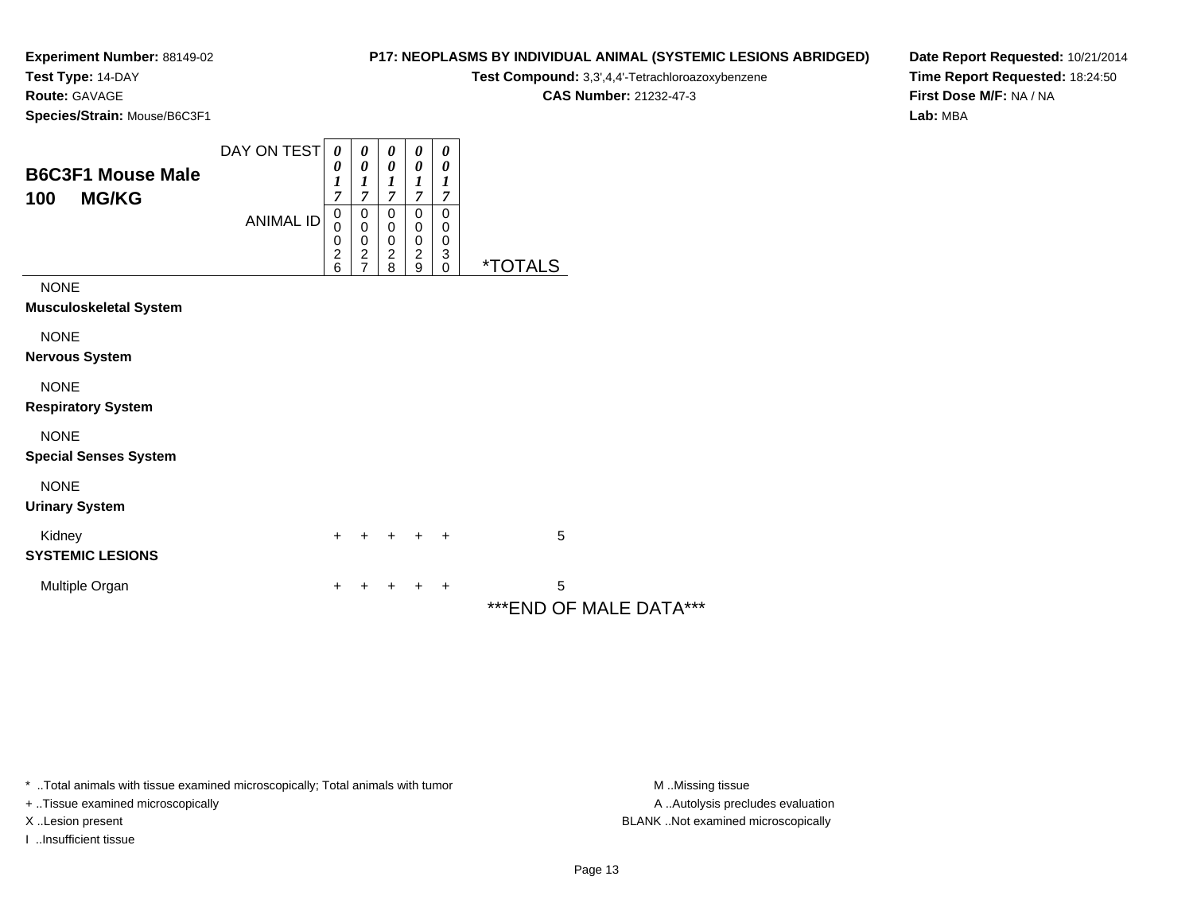**Experiment Number:** 88149-02
**Test Type:** 14-DAY
**Route:** GAVAGE
**Species/Strain:** Mouse/B6C3F1

**P17: NEOPLASMS BY INDIVIDUAL ANIMAL (SYSTEMIC LESIONS ABRIDGED)**
**Test Compound:** 3,3',4,4'-Tetrachloroazoxybenzene
**CAS Number:** 21232-47-3

**Date Report Requested:** 10/21/2014
**Time Report Requested:** 18:24:50
**First Dose M/F:** NA / NA
**Lab:** MBA

## B6C3F1 Mouse Male 100 MG/KG

| DAY ON TEST | 0017 | 0017 | 0017 | 0017 | 0017 | |
|---|---|---|---|---|---|---|
| ANIMAL ID | 00026 | 00027 | 00028 | 00029 | 00030 | *TOTALS |
| NONE | | | | | | |
| **Musculoskeletal System** | | | | | | |
| NONE | | | | | | |
| **Nervous System** | | | | | | |
| NONE | | | | | | |
| **Respiratory System** | | | | | | |
| NONE | | | | | | |
| **Special Senses System** | | | | | | |
| NONE | | | | | | |
| **Urinary System** | | | | | | |
| Kidney | + | + | + | + | + | 5 |
| **SYSTEMIC LESIONS** | | | | | | |
| Multiple Organ | + | + | + | + | + | 5 |

***END OF MALE DATA***

* ..Total animals with tissue examined microscopically; Total animals with tumor
+ ..Tissue examined microscopically
X ..Lesion present
I ..Insufficient tissue

M ..Missing tissue
A ..Autolysis precludes evaluation
BLANK ..Not examined microscopically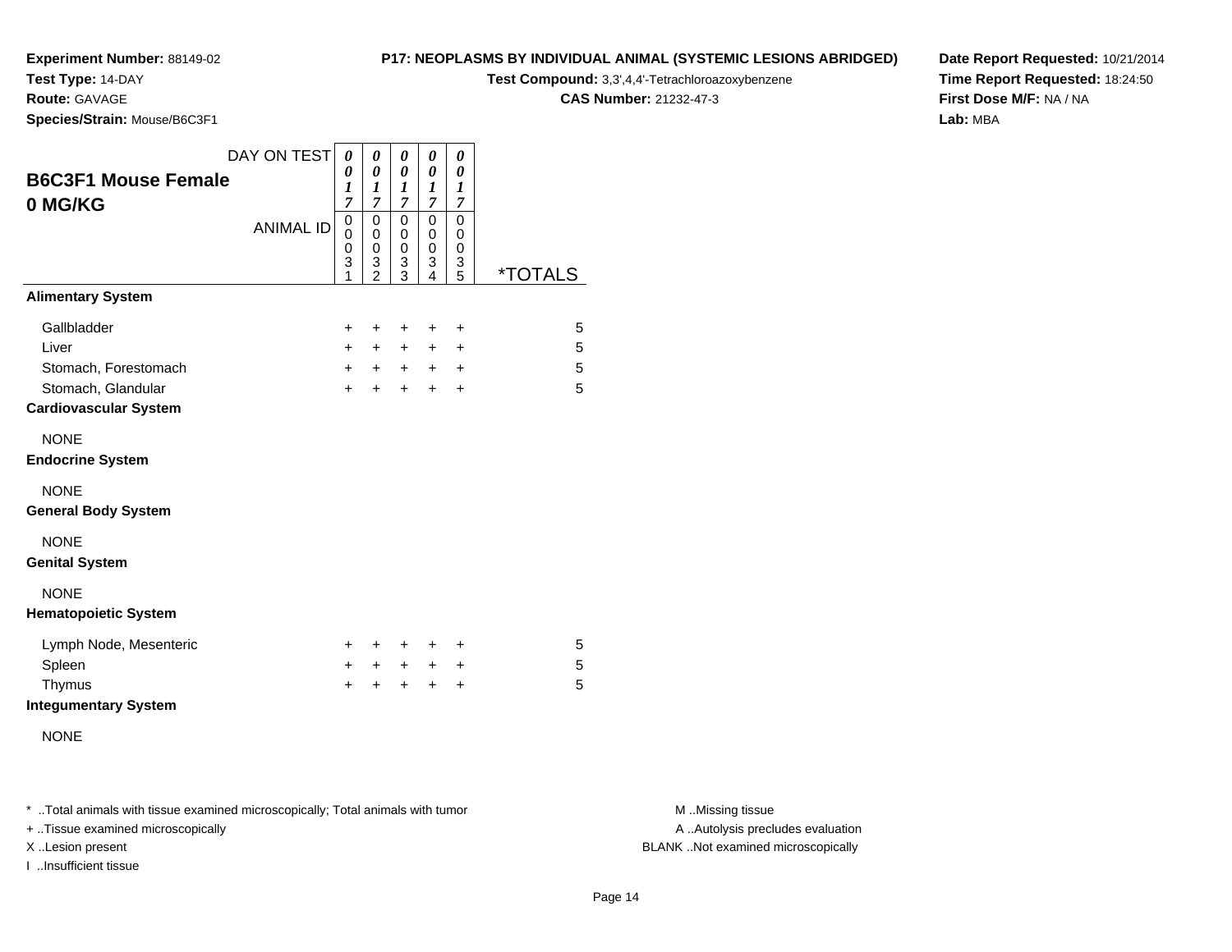**Experiment Number:** 88149-02
**Test Type:** 14-DAY
**Route:** GAVAGE
**Species/Strain:** Mouse/B6C3F1

**P17: NEOPLASMS BY INDIVIDUAL ANIMAL (SYSTEMIC LESIONS ABRIDGED)**
**Test Compound:** 3,3',4,4'-Tetrachloroazoxybenzene
**CAS Number:** 21232-47-3

**Date Report Requested:** 10/21/2014
**Time Report Requested:** 18:24:50
**First Dose M/F:** NA / NA
**Lab:** MBA

## B6C3F1 Mouse Female 0 MG/KG

| DAY ON TEST | 0017 | 0017 | 0017 | 0017 | 0017 | |
|---|---|---|---|---|---|---|
| ANIMAL ID | 00031 | 00032 | 00033 | 00034 | 00035 | *TOTALS |
| **Alimentary System** | | | | | | |
| Gallbladder | + | + | + | + | + | 5 |
| Liver | + | + | + | + | + | 5 |
| Stomach, Forestomach | + | + | + | + | + | 5 |
| Stomach, Glandular | + | + | + | + | + | 5 |
| **Cardiovascular System** | | | | | | |
| NONE | | | | | | |
| **Endocrine System** | | | | | | |
| NONE | | | | | | |
| **General Body System** | | | | | | |
| NONE | | | | | | |
| **Genital System** | | | | | | |
| NONE | | | | | | |
| **Hematopoietic System** | | | | | | |
| Lymph Node, Mesenteric | + | + | + | + | + | 5 |
| Spleen | + | + | + | + | + | 5 |
| Thymus | + | + | + | + | + | 5 |
| **Integumentary System** | | | | | | |
| NONE | | | | | | |

* ..Total animals with tissue examined microscopically; Total animals with tumor
+ ..Tissue examined microscopically
X ..Lesion present
I ..Insufficient tissue

M ..Missing tissue
A ..Autolysis precludes evaluation
BLANK ..Not examined microscopically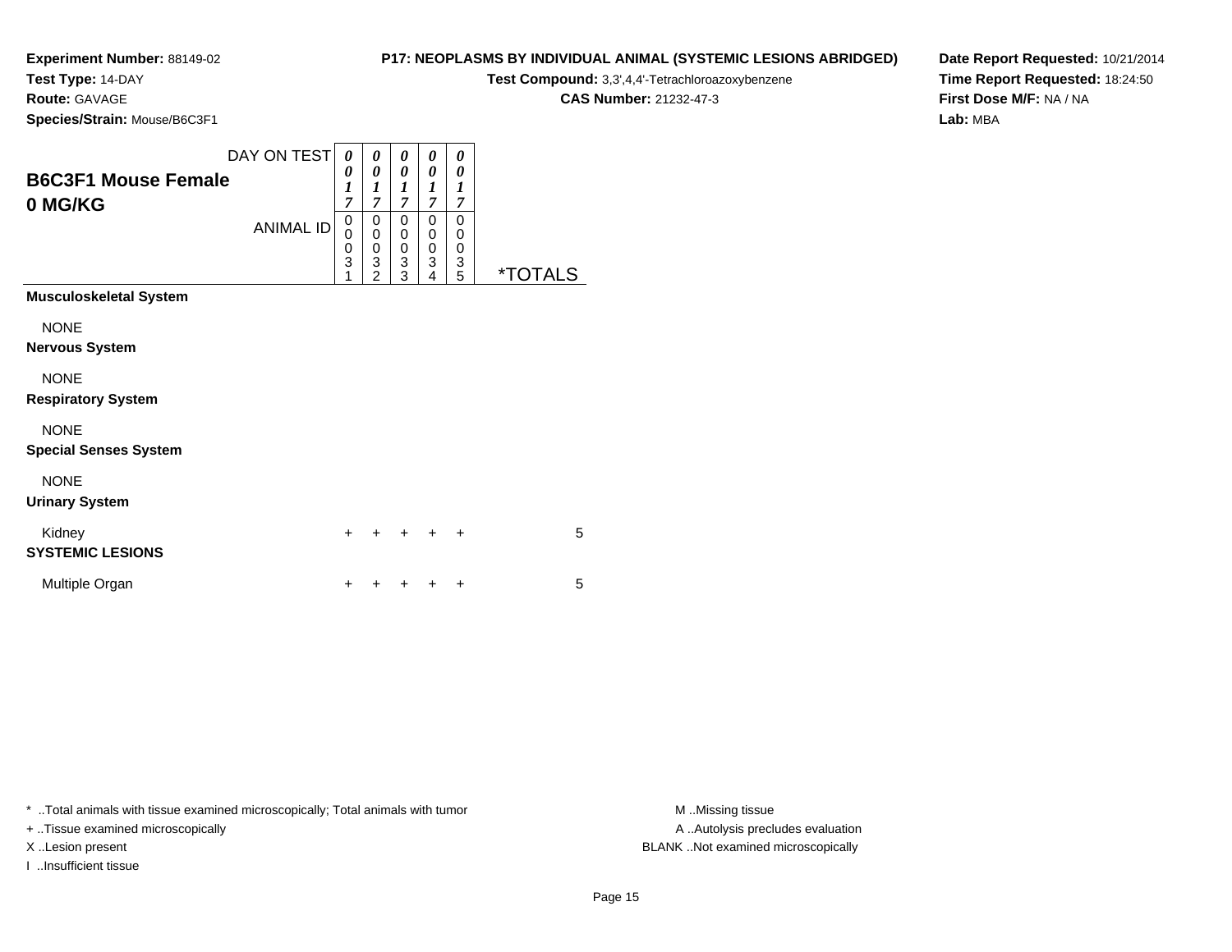**Experiment Number:** 88149-02
**Test Type:** 14-DAY
**Route:** GAVAGE
**Species/Strain:** Mouse/B6C3F1

**P17: NEOPLASMS BY INDIVIDUAL ANIMAL (SYSTEMIC LESIONS ABRIDGED)**
**Test Compound:** 3,3',4,4'-Tetrachloroazoxybenzene
**CAS Number:** 21232-47-3

**Date Report Requested:** 10/21/2014
**Time Report Requested:** 18:24:50
**First Dose M/F:** NA / NA
**Lab:** MBA

## B6C3F1 Mouse Female
## 0 MG/KG

| DAY ON TEST | 0017 | 0017 | 0017 | 0017 | 0017 | |
|---|---|---|---|---|---|---|
| ANIMAL ID | 00031 | 00032 | 00033 | 00034 | 00035 | *TOTALS |
| **Musculoskeletal System** | | | | | | |
| NONE | | | | | | |
| **Nervous System** | | | | | | |
| NONE | | | | | | |
| **Respiratory System** | | | | | | |
| NONE | | | | | | |
| **Special Senses System** | | | | | | |
| NONE | | | | | | |
| **Urinary System** | | | | | | |
| Kidney | + | + | + | + | + | 5 |
| **SYSTEMIC LESIONS** | | | | | | |
| Multiple Organ | + | + | + | + | + | 5 |

* ..Total animals with tissue examined microscopically; Total animals with tumor
+ ..Tissue examined microscopically
X ..Lesion present
I ..Insufficient tissue

M ..Missing tissue
A ..Autolysis precludes evaluation
BLANK ..Not examined microscopically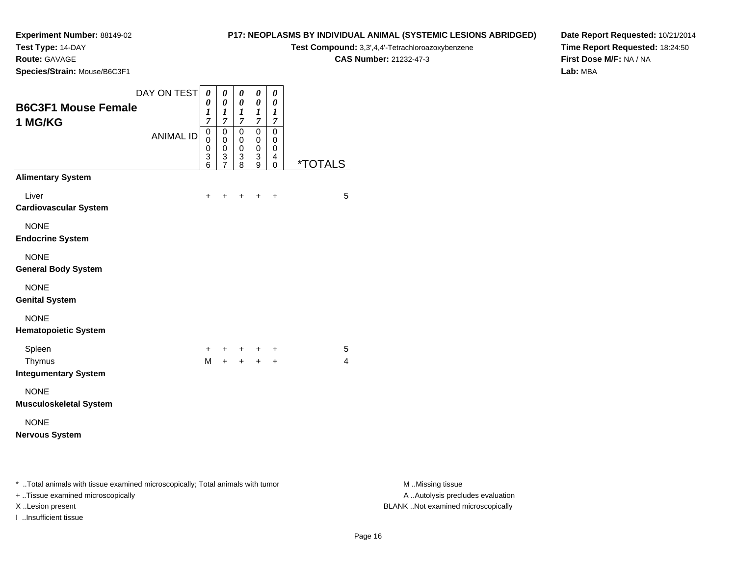**Experiment Number:** 88149-02
**Test Type:** 14-DAY
**Route:** GAVAGE
**Species/Strain:** Mouse/B6C3F1

**P17: NEOPLASMS BY INDIVIDUAL ANIMAL (SYSTEMIC LESIONS ABRIDGED)**
**Test Compound:** 3,3',4,4'-Tetrachloroazoxybenzene
**CAS Number:** 21232-47-3

**Date Report Requested:** 10/21/2014
**Time Report Requested:** 18:24:50
**First Dose M/F:** NA / NA
**Lab:** MBA

## B6C3F1 Mouse Female 1 MG/KG

| DAY ON TEST | 0017 | 0017 | 0017 | 0017 | 0017 | |
|---|---|---|---|---|---|---|
| ANIMAL ID | 00036 | 00037 | 00038 | 00039 | 00040 | *TOTALS |
| **Alimentary System** | | | | | | |
| Liver | + | + | + | + | + | 5 |
| **Cardiovascular System** | | | | | | |
| NONE | | | | | | |
| **Endocrine System** | | | | | | |
| NONE | | | | | | |
| **General Body System** | | | | | | |
| NONE | | | | | | |
| **Genital System** | | | | | | |
| NONE | | | | | | |
| **Hematopoietic System** | | | | | | |
| Spleen | + | + | + | + | + | 5 |
| Thymus | M | + | + | + | + | 4 |
| **Integumentary System** | | | | | | |
| NONE | | | | | | |
| **Musculoskeletal System** | | | | | | |
| NONE | | | | | | |
| **Nervous System** | | | | | | |

* ..Total animals with tissue examined microscopically; Total animals with tumor
+ ..Tissue examined microscopically
X ..Lesion present
I ..Insufficient tissue

M ..Missing tissue
A ..Autolysis precludes evaluation
BLANK ..Not examined microscopically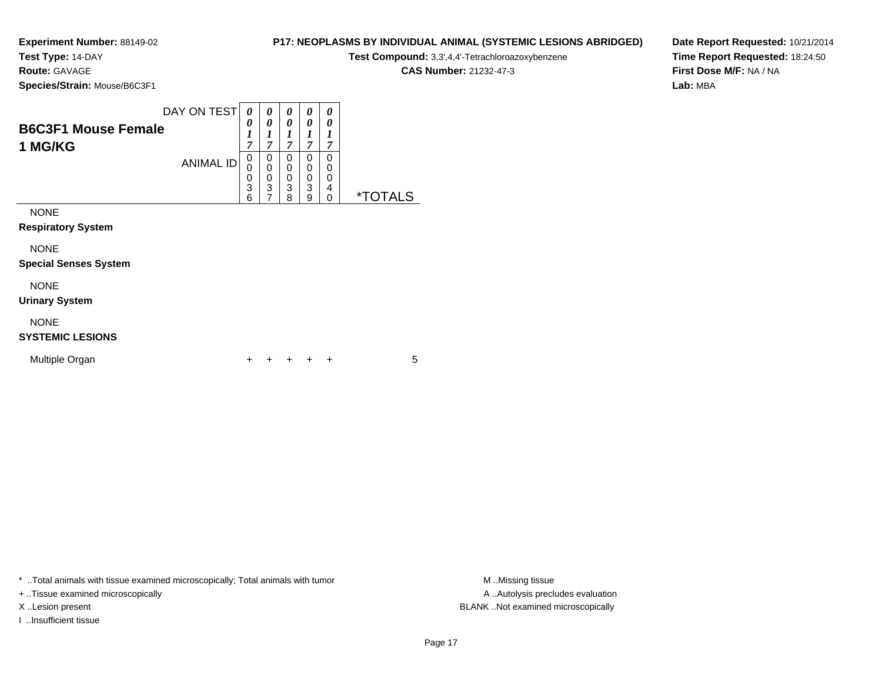**Experiment Number:** 88149-02
**Test Type:** 14-DAY
**Route:** GAVAGE
**Species/Strain:** Mouse/B6C3F1

**P17: NEOPLASMS BY INDIVIDUAL ANIMAL (SYSTEMIC LESIONS ABRIDGED)**
**Test Compound:** 3,3',4,4'-Tetrachloroazoxybenzene
**CAS Number:** 21232-47-3

**Date Report Requested:** 10/21/2014
**Time Report Requested:** 18:24:50
**First Dose M/F:** NA / NA
**Lab:** MBA

## B6C3F1 Mouse Female
## 1 MG/KG

| DAY ON TEST | 0017 | 0017 | 0017 | 0017 | 0017 | |
|---|---|---|---|---|---|---|
| ANIMAL ID | 00036 | 00037 | 00038 | 00039 | 00040 | *TOTALS |
| NONE | | | | | | |
| **Respiratory System** | | | | | | |
| NONE | | | | | | |
| **Special Senses System** | | | | | | |
| NONE | | | | | | |
| **Urinary System** | | | | | | |
| NONE | | | | | | |
| **SYSTEMIC LESIONS** | | | | | | |
| Multiple Organ | + | + | + | + | + | 5 |

* ..Total animals with tissue examined microscopically; Total animals with tumor
+ ..Tissue examined microscopically
X ..Lesion present
I ..Insufficient tissue

M ..Missing tissue
A ..Autolysis precludes evaluation
BLANK ..Not examined microscopically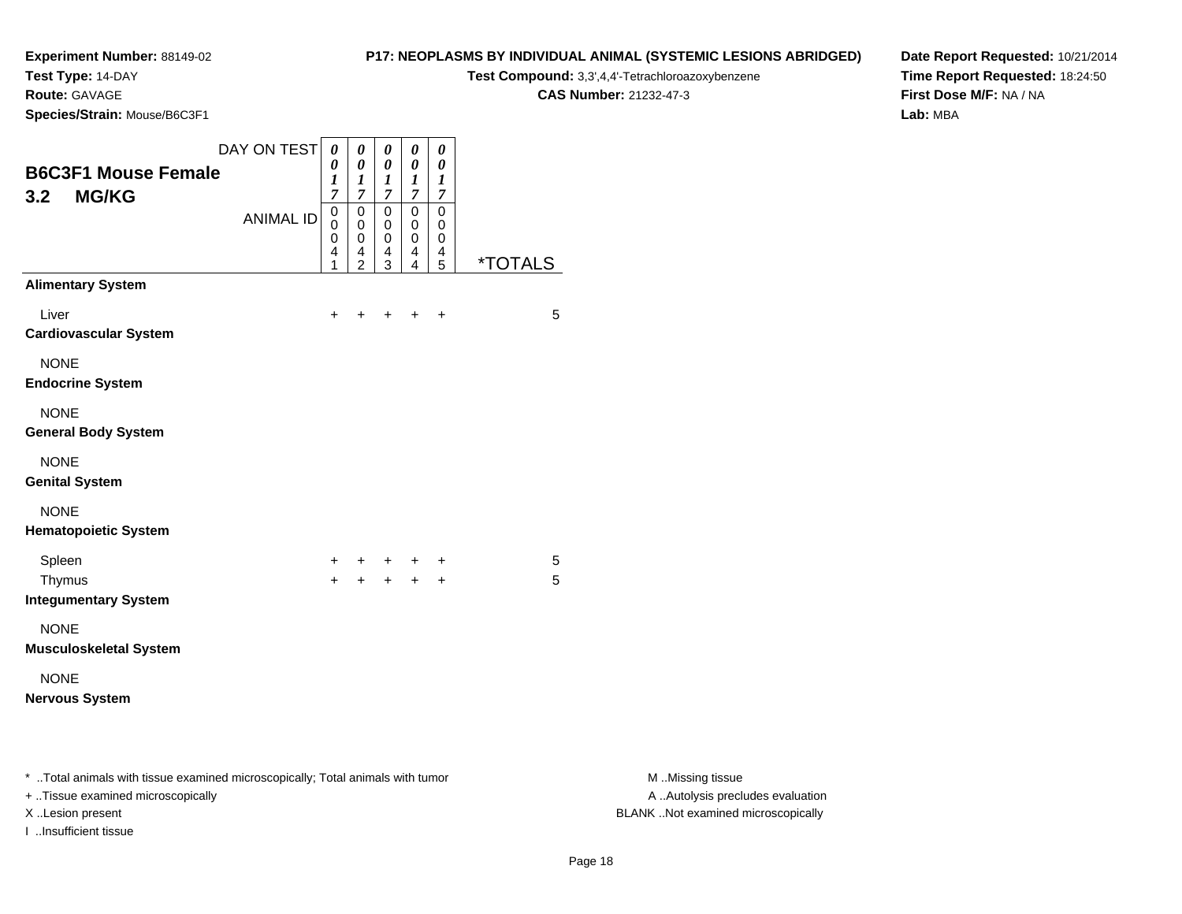**Experiment Number:** 88149-02
**Test Type:** 14-DAY
**Route:** GAVAGE
**Species/Strain:** Mouse/B6C3F1

**P17: NEOPLASMS BY INDIVIDUAL ANIMAL (SYSTEMIC LESIONS ABRIDGED)**
**Test Compound:** 3,3',4,4'-Tetrachloroazoxybenzene
**CAS Number:** 21232-47-3

**Date Report Requested:** 10/21/2014
**Time Report Requested:** 18:24:50
**First Dose M/F:** NA / NA
**Lab:** MBA

## B6C3F1 Mouse Female
## 3.2 MG/KG

| DAY ON TEST | 0017 | 0017 | 0017 | 0017 | 0017 | |
|---|---|---|---|---|---|---|
| ANIMAL ID | 00041 | 00042 | 00043 | 00044 | 00045 | *TOTALS |
| **Alimentary System** | | | | | | |
| Liver | + | + | + | + | + | 5 |
| **Cardiovascular System** | | | | | | |
| NONE | | | | | | |
| **Endocrine System** | | | | | | |
| NONE | | | | | | |
| **General Body System** | | | | | | |
| NONE | | | | | | |
| **Genital System** | | | | | | |
| NONE | | | | | | |
| **Hematopoietic System** | | | | | | |
| Spleen | + | + | + | + | + | 5 |
| Thymus | + | + | + | + | + | 5 |
| **Integumentary System** | | | | | | |
| NONE | | | | | | |
| **Musculoskeletal System** | | | | | | |
| NONE | | | | | | |
| **Nervous System** | | | | | | |

* ..Total animals with tissue examined microscopically; Total animals with tumor
+ ..Tissue examined microscopically
X ..Lesion present
I ..Insufficient tissue

M ..Missing tissue
A ..Autolysis precludes evaluation
BLANK ..Not examined microscopically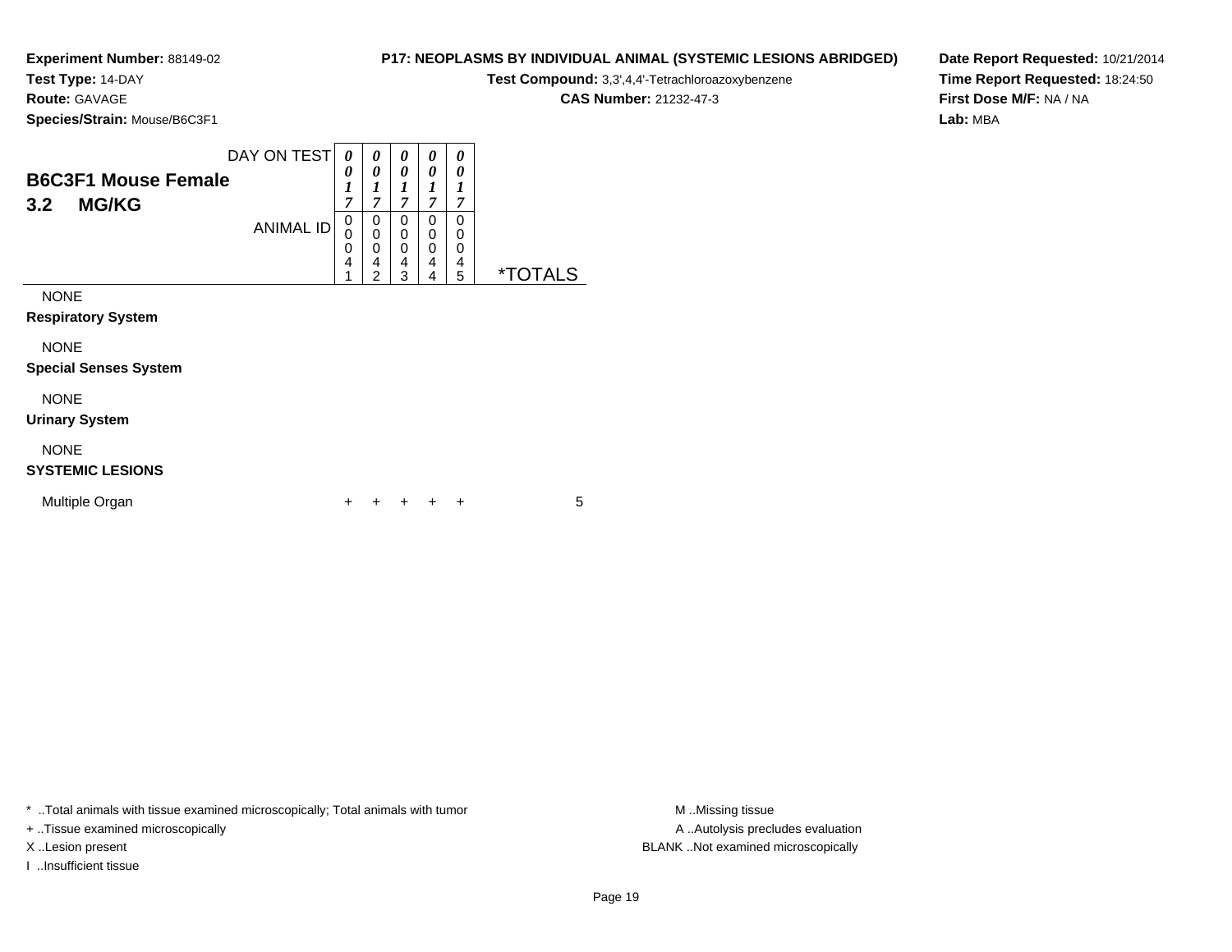**Experiment Number:** 88149-02
**Test Type:** 14-DAY
**Route:** GAVAGE
**Species/Strain:** Mouse/B6C3F1

**P17: NEOPLASMS BY INDIVIDUAL ANIMAL (SYSTEMIC LESIONS ABRIDGED)**
**Test Compound:** 3,3',4,4'-Tetrachloroazoxybenzene
**CAS Number:** 21232-47-3

**Date Report Requested:** 10/21/2014
**Time Report Requested:** 18:24:50
**First Dose M/F:** NA / NA
**Lab:** MBA

## B6C3F1 Mouse Female
## 3.2 MG/KG

| DAY ON TEST | 0017 | 0017 | 0017 | 0017 | 0017 | |
|---|---|---|---|---|---|---|
| ANIMAL ID | 00041 | 00042 | 00043 | 00044 | 00045 | *TOTALS |
| NONE | | | | | | |
| **Respiratory System** | | | | | | |
| NONE | | | | | | |
| **Special Senses System** | | | | | | |
| NONE | | | | | | |
| **Urinary System** | | | | | | |
| NONE | | | | | | |
| **SYSTEMIC LESIONS** | | | | | | |
| Multiple Organ | + | + | + | + | + | 5 |

\* ..Total animals with tissue examined microscopically; Total animals with tumor
+ ..Tissue examined microscopically
X ..Lesion present
I ..Insufficient tissue

M ..Missing tissue
A ..Autolysis precludes evaluation
BLANK ..Not examined microscopically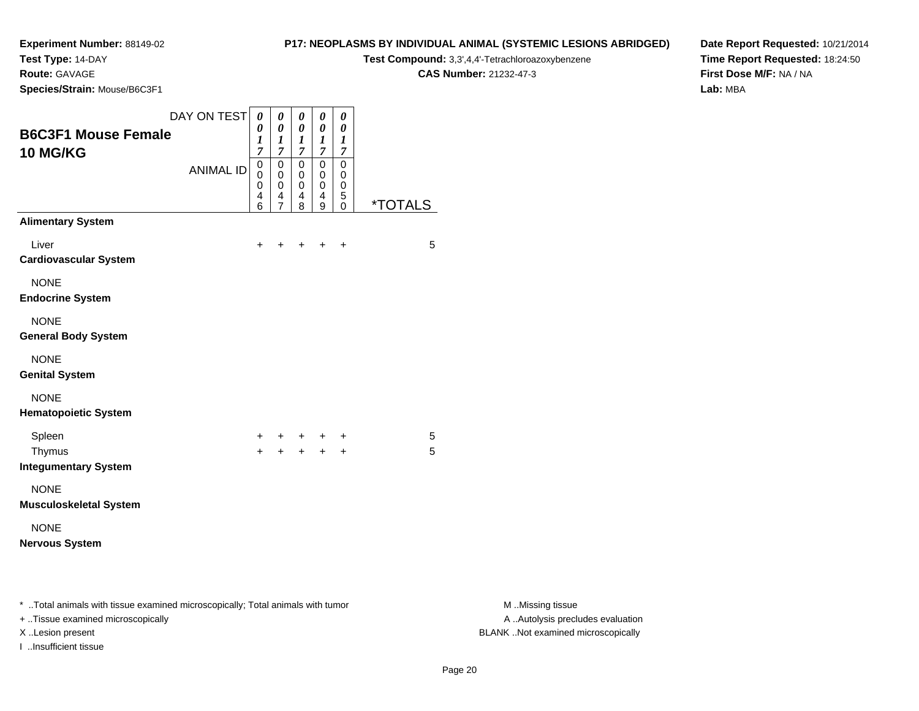**Experiment Number:** 88149-02
**Test Type:** 14-DAY
**Route:** GAVAGE
**Species/Strain:** Mouse/B6C3F1

**P17: NEOPLASMS BY INDIVIDUAL ANIMAL (SYSTEMIC LESIONS ABRIDGED)**
**Test Compound:** 3,3',4,4'-Tetrachloroazoxybenzene
**CAS Number:** 21232-47-3

**Date Report Requested:** 10/21/2014
**Time Report Requested:** 18:24:50
**First Dose M/F:** NA / NA
**Lab:** MBA

## B6C3F1 Mouse Female 10 MG/KG

| DAY ON TEST | 0017 | 0017 | 0017 | 0017 | 0017 | |
|---|---|---|---|---|---|---|
| ANIMAL ID | 00046 | 00047 | 00048 | 00049 | 00050 | *TOTALS |
| **Alimentary System** | | | | | | |
| Liver | + | + | + | + | + | 5 |
| **Cardiovascular System** | | | | | | |
| NONE | | | | | | |
| **Endocrine System** | | | | | | |
| NONE | | | | | | |
| **General Body System** | | | | | | |
| NONE | | | | | | |
| **Genital System** | | | | | | |
| NONE | | | | | | |
| **Hematopoietic System** | | | | | | |
| Spleen | + | + | + | + | + | 5 |
| Thymus | + | + | + | + | + | 5 |
| **Integumentary System** | | | | | | |
| NONE | | | | | | |
| **Musculoskeletal System** | | | | | | |
| NONE | | | | | | |
| **Nervous System** | | | | | | |

* ..Total animals with tissue examined microscopically; Total animals with tumor
+ ..Tissue examined microscopically
X ..Lesion present
I ..Insufficient tissue

M ..Missing tissue
A ..Autolysis precludes evaluation
BLANK ..Not examined microscopically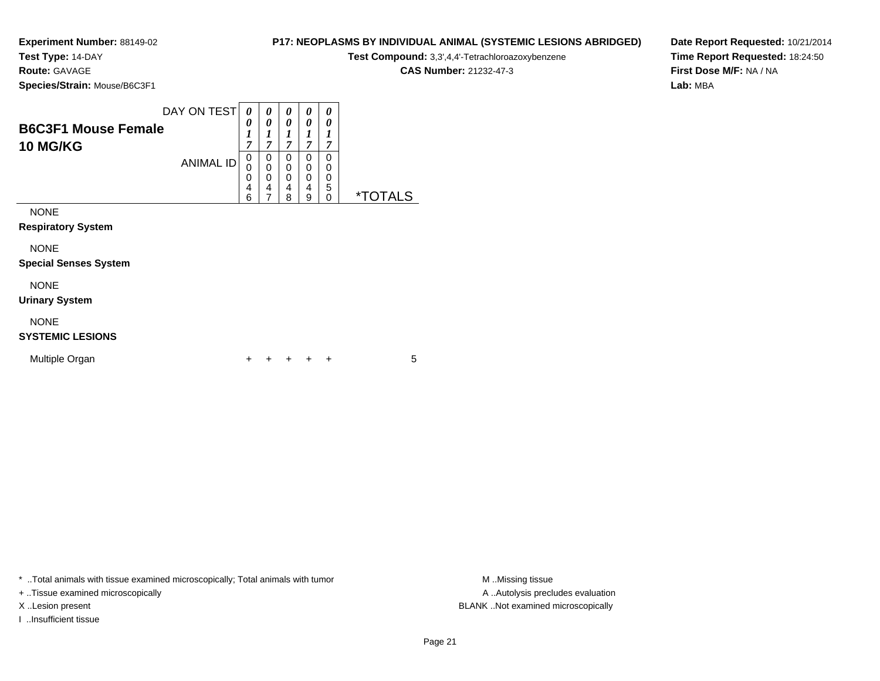**Experiment Number:** 88149-02
**Test Type:** 14-DAY
**Route:** GAVAGE
**Species/Strain:** Mouse/B6C3F1

**P17: NEOPLASMS BY INDIVIDUAL ANIMAL (SYSTEMIC LESIONS ABRIDGED)**
**Test Compound:** 3,3',4,4'-Tetrachloroazoxybenzene
**CAS Number:** 21232-47-3

**Date Report Requested:** 10/21/2014
**Time Report Requested:** 18:24:50
**First Dose M/F:** NA / NA
**Lab:** MBA

## B6C3F1 Mouse Female 10 MG/KG

| DAY ON TEST | 0017 | 0017 | 0017 | 0017 | 0017 | |
|---|---|---|---|---|---|---|
| ANIMAL ID | 00046 | 00047 | 00048 | 00049 | 00050 | *TOTALS |
| NONE | | | | | | |
| **Respiratory System** | | | | | | |
| NONE | | | | | | |
| **Special Senses System** | | | | | | |
| NONE | | | | | | |
| **Urinary System** | | | | | | |
| NONE | | | | | | |
| **SYSTEMIC LESIONS** | | | | | | |
| Multiple Organ | + | + | + | + | + | 5 |

* ..Total animals with tissue examined microscopically; Total animals with tumor
+ ..Tissue examined microscopically
X ..Lesion present
I ..Insufficient tissue

M ..Missing tissue
A ..Autolysis precludes evaluation
BLANK ..Not examined microscopically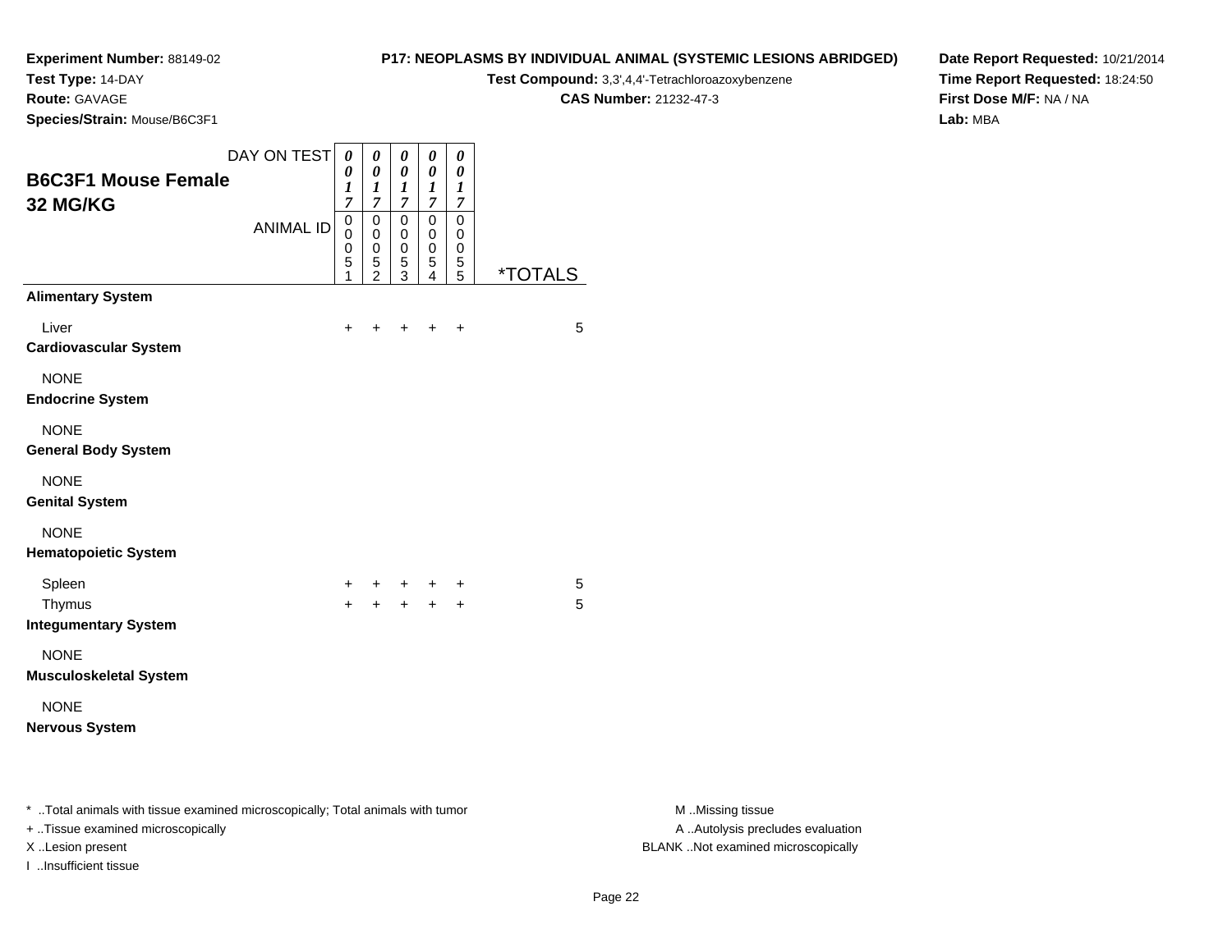**Experiment Number:** 88149-02
**Test Type:** 14-DAY
**Route:** GAVAGE
**Species/Strain:** Mouse/B6C3F1

**P17: NEOPLASMS BY INDIVIDUAL ANIMAL (SYSTEMIC LESIONS ABRIDGED)**
**Test Compound:** 3,3',4,4'-Tetrachloroazoxybenzene
**CAS Number:** 21232-47-3

**Date Report Requested:** 10/21/2014
**Time Report Requested:** 18:24:50
**First Dose M/F:** NA / NA
**Lab:** MBA

## B6C3F1 Mouse Female 32 MG/KG

| DAY ON TEST | 0017 | 0017 | 0017 | 0017 | 0017 | |
|---|---|---|---|---|---|---|
| ANIMAL ID | 00051 | 00052 | 00053 | 00054 | 00055 | *TOTALS |
| **Alimentary System** | | | | | | |
| Liver | + | + | + | + | + | 5 |
| **Cardiovascular System** | | | | | | |
| NONE | | | | | | |
| **Endocrine System** | | | | | | |
| NONE | | | | | | |
| **General Body System** | | | | | | |
| NONE | | | | | | |
| **Genital System** | | | | | | |
| NONE | | | | | | |
| **Hematopoietic System** | | | | | | |
| Spleen | + | + | + | + | + | 5 |
| Thymus | + | + | + | + | + | 5 |
| **Integumentary System** | | | | | | |
| NONE | | | | | | |
| **Musculoskeletal System** | | | | | | |
| NONE | | | | | | |
| **Nervous System** | | | | | | |

* ..Total animals with tissue examined microscopically; Total animals with tumor
+ ..Tissue examined microscopically
X ..Lesion present
I ..Insufficient tissue

M ..Missing tissue
A ..Autolysis precludes evaluation
BLANK ..Not examined microscopically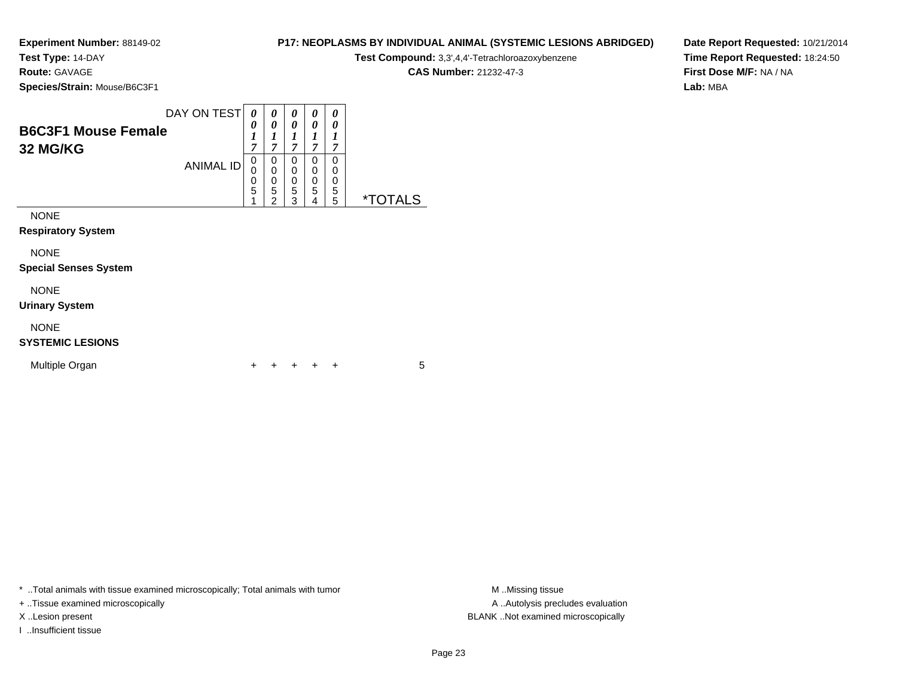**Experiment Number:** 88149-02
**Test Type:** 14-DAY
**Route:** GAVAGE
**Species/Strain:** Mouse/B6C3F1

**P17: NEOPLASMS BY INDIVIDUAL ANIMAL (SYSTEMIC LESIONS ABRIDGED)**
**Test Compound:** 3,3',4,4'-Tetrachloroazoxybenzene
**CAS Number:** 21232-47-3

**Date Report Requested:** 10/21/2014
**Time Report Requested:** 18:24:50
**First Dose M/F:** NA / NA
**Lab:** MBA

| B6C3F1 Mouse Female 32 MG/KG | | | | | | |
|---|---|---|---|---|---|---|
| DAY ON TEST | 0017 | 0017 | 0017 | 0017 | 0017 | |
| ANIMAL ID | 00051 | 00052 | 00053 | 00054 | 00055 | *TOTALS |
| NONE | | | | | | |
| **Respiratory System** | | | | | | |
| NONE | | | | | | |
| **Special Senses System** | | | | | | |
| NONE | | | | | | |
| **Urinary System** | | | | | | |
| NONE | | | | | | |
| **SYSTEMIC LESIONS** | | | | | | |
| Multiple Organ | + | + | + | + | + | 5 |

* ..Total animals with tissue examined microscopically; Total animals with tumor
+ ..Tissue examined microscopically
X ..Lesion present
I ..Insufficient tissue

M ..Missing tissue
A ..Autolysis precludes evaluation
BLANK ..Not examined microscopically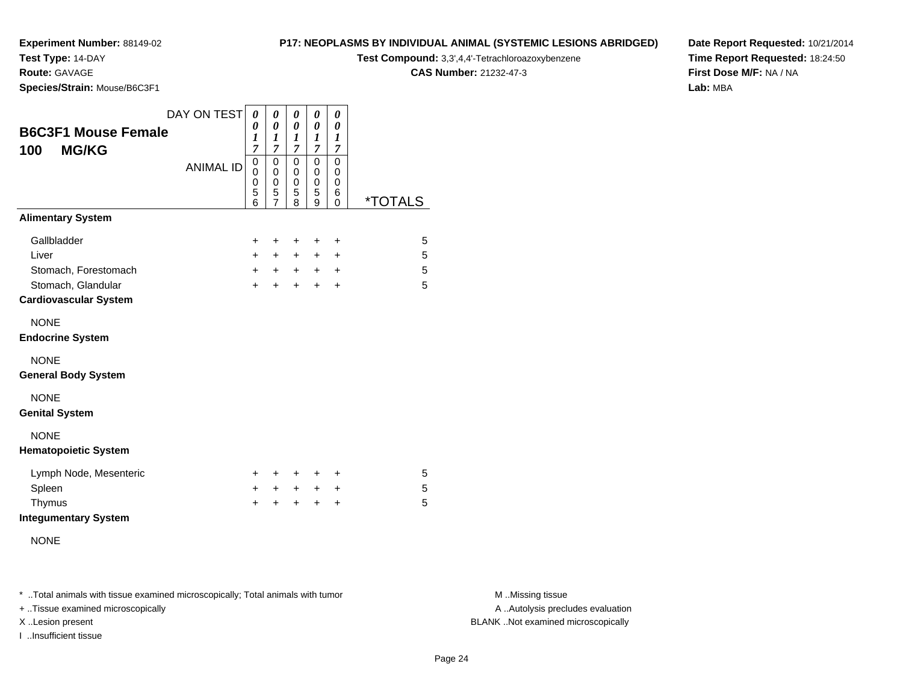**Experiment Number:** 88149-02
**Test Type:** 14-DAY
**Route:** GAVAGE
**Species/Strain:** Mouse/B6C3F1

**P17: NEOPLASMS BY INDIVIDUAL ANIMAL (SYSTEMIC LESIONS ABRIDGED)**
**Test Compound:** 3,3',4,4'-Tetrachloroazoxybenzene
**CAS Number:** 21232-47-3

**Date Report Requested:** 10/21/2014
**Time Report Requested:** 18:24:50
**First Dose M/F:** NA / NA
**Lab:** MBA

## B6C3F1 Mouse Female
## 100 MG/KG

| DAY ON TEST | 0017 | 0017 | 0017 | 0017 | 0017 | |
|---|---|---|---|---|---|---|
| ANIMAL ID | 00056 | 00057 | 00058 | 00059 | 00060 | *TOTALS |
| **Alimentary System** | | | | | | |
| Gallbladder | + | + | + | + | + | 5 |
| Liver | + | + | + | + | + | 5 |
| Stomach, Forestomach | + | + | + | + | + | 5 |
| Stomach, Glandular | + | + | + | + | + | 5 |
| **Cardiovascular System** | | | | | | |
| NONE | | | | | | |
| **Endocrine System** | | | | | | |
| NONE | | | | | | |
| **General Body System** | | | | | | |
| NONE | | | | | | |
| **Genital System** | | | | | | |
| NONE | | | | | | |
| **Hematopoietic System** | | | | | | |
| Lymph Node, Mesenteric | + | + | + | + | + | 5 |
| Spleen | + | + | + | + | + | 5 |
| Thymus | + | + | + | + | + | 5 |
| **Integumentary System** | | | | | | |
| NONE | | | | | | |

\* ..Total animals with tissue examined microscopically; Total animals with tumor
\+ ..Tissue examined microscopically
X ..Lesion present
I ..Insufficient tissue

M ..Missing tissue
A ..Autolysis precludes evaluation
BLANK ..Not examined microscopically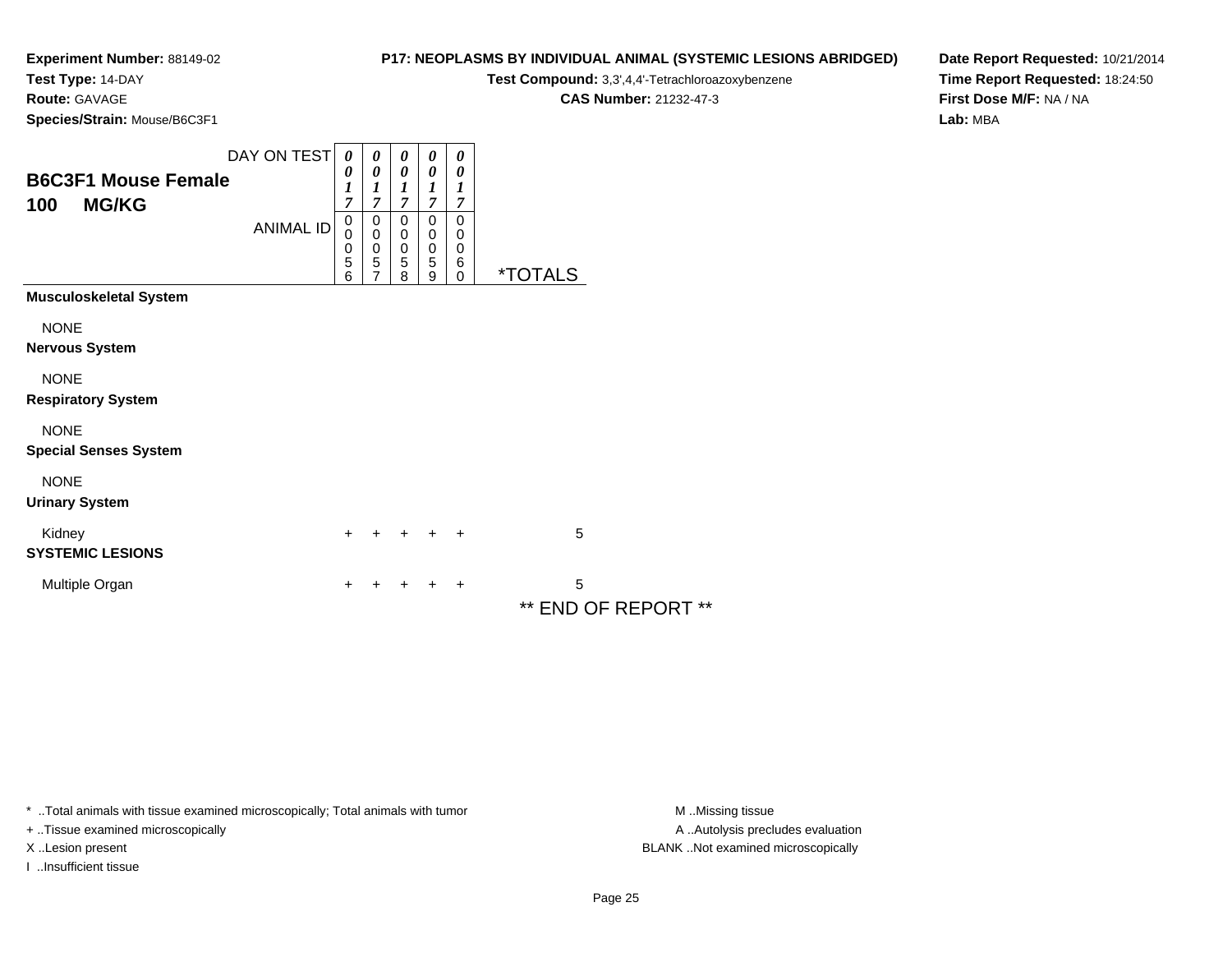**Experiment Number:** 88149-02
**Test Type:** 14-DAY
**Route:** GAVAGE
**Species/Strain:** Mouse/B6C3F1

**P17: NEOPLASMS BY INDIVIDUAL ANIMAL (SYSTEMIC LESIONS ABRIDGED)**
**Test Compound:** 3,3',4,4'-Tetrachloroazoxybenzene
**CAS Number:** 21232-47-3

**Date Report Requested:** 10/21/2014
**Time Report Requested:** 18:24:50
**First Dose M/F:** NA / NA
**Lab:** MBA

## B6C3F1 Mouse Female
## 100 MG/KG

| DAY ON TEST | 0017 | 0017 | 0017 | 0017 | 0017 | |
|---|---|---|---|---|---|---|
| ANIMAL ID | 00056 | 00057 | 00058 | 00059 | 00060 | *TOTALS |
| **Musculoskeletal System** | | | | | | |
| NONE | | | | | | |
| **Nervous System** | | | | | | |
| NONE | | | | | | |
| **Respiratory System** | | | | | | |
| NONE | | | | | | |
| **Special Senses System** | | | | | | |
| NONE | | | | | | |
| **Urinary System** | | | | | | |
| Kidney | + | + | + | + | + | 5 |
| **SYSTEMIC LESIONS** | | | | | | |
| Multiple Organ | + | + | + | + | + | 5 |

** END OF REPORT **

* ..Total animals with tissue examined microscopically; Total animals with tumor
+ ..Tissue examined microscopically
X ..Lesion present
I ..Insufficient tissue

M ..Missing tissue
A ..Autolysis precludes evaluation
BLANK ..Not examined microscopically